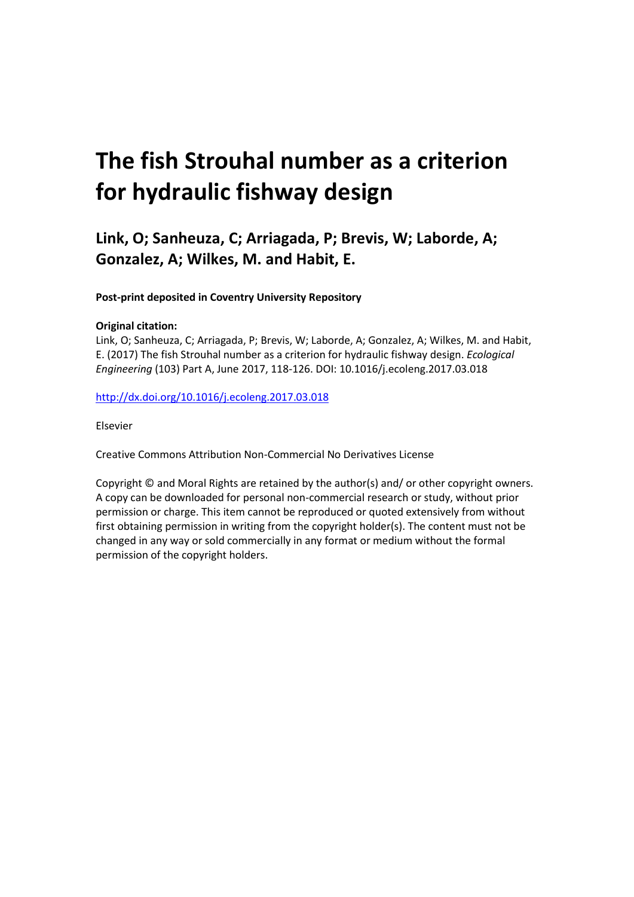# The fish Strouhal number as a criterion for hydraulic fishway design

## Link, O; Sanheuza, C; Arriagada, P; Brevis, W; Laborde, A; Gonzalez, A; Wilkes, M. and Habit, E.

**Post-print deposited in Coventry University Repository**

**Original citation:**

Link, O; Sanheuza, C; Arriagada, P; Brevis, W; Laborde, A; Gonzalez, A; Wilkes, M. and Habit, E. (2017) The fish Strouhal number as a criterion for hydraulic fishway design. *Ecological Engineering* (103) Part A, June 2017, 118-126. DOI: 10.1016/j.ecoleng.2017.03.018

http://dx.doi.org/10.1016/j.ecoleng.2017.03.018

Elsevier

Creative Commons Attribution Non-Commercial No Derivatives License

Copyright © and Moral Rights are retained by the author(s) and/ or other copyright owners. A copy can be downloaded for personal non-commercial research or study, without prior permission or charge. This item cannot be reproduced or quoted extensively from without first obtaining permission in writing from the copyright holder(s). The content must not be changed in any way or sold commercially in any format or medium without the formal permission of the copyright holders.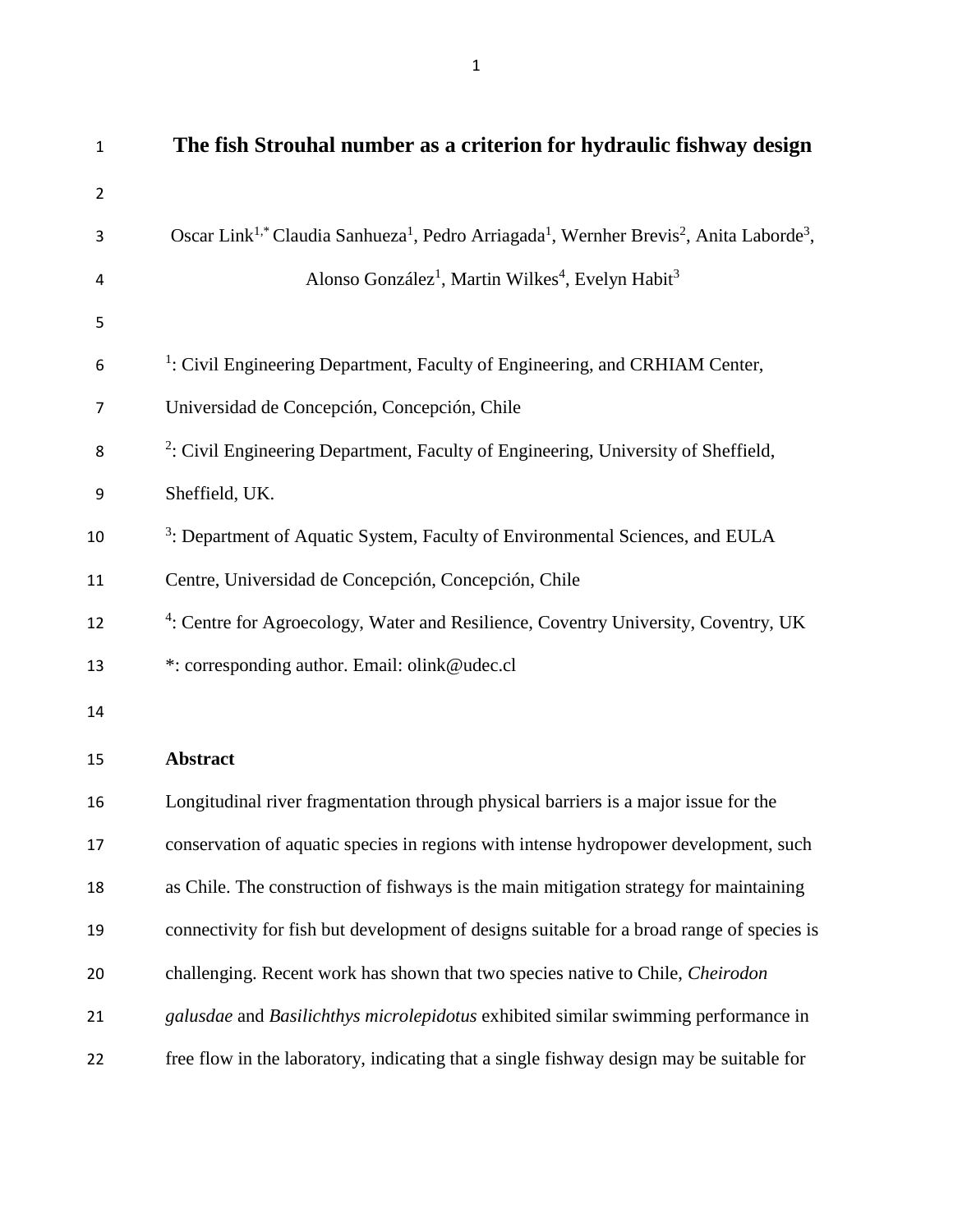# The fish Strouhal number as a criterion for hydraulic fishway design

Oscar Link[1,*] Claudia Sanhueza[1], Pedro Arriagada[1], Wernher Brevis[2], Anita Laborde[3], Alonso González[1], Martin Wilkes[4], Evelyn Habit[3]

[1]: Civil Engineering Department, Faculty of Engineering, and CRHIAM Center, Universidad de Concepción, Concepción, Chile

[2]: Civil Engineering Department, Faculty of Engineering, University of Sheffield, Sheffield, UK.

[3]: Department of Aquatic System, Faculty of Environmental Sciences, and EULA Centre, Universidad de Concepción, Concepción, Chile

[4]: Centre for Agroecology, Water and Resilience, Coventry University, Coventry, UK

*: corresponding author. Email: olink@udec.cl

## Abstract

Longitudinal river fragmentation through physical barriers is a major issue for the conservation of aquatic species in regions with intense hydropower development, such as Chile. The construction of fishways is the main mitigation strategy for maintaining connectivity for fish but development of designs suitable for a broad range of species is challenging. Recent work has shown that two species native to Chile, *Cheirodon galusdae* and *Basilichthys microlepidotus* exhibited similar swimming performance in free flow in the laboratory, indicating that a single fishway design may be suitable for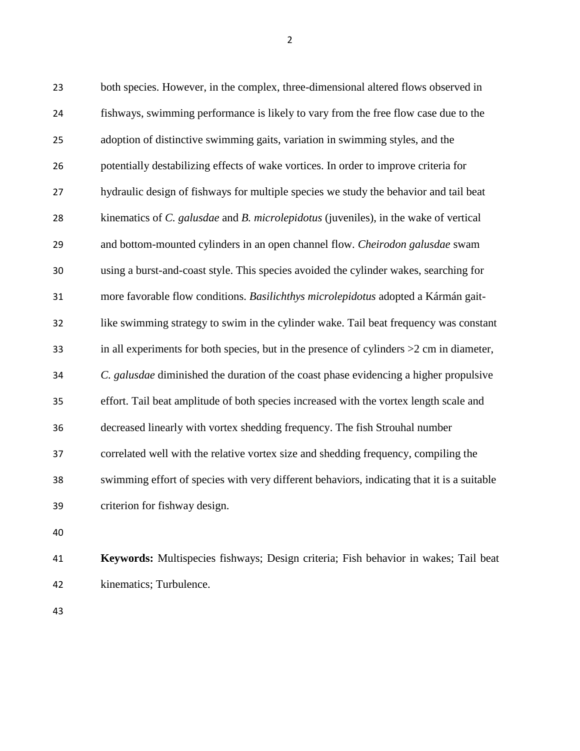both species. However, in the complex, three-dimensional altered flows observed in fishways, swimming performance is likely to vary from the free flow case due to the adoption of distinctive swimming gaits, variation in swimming styles, and the potentially destabilizing effects of wake vortices. In order to improve criteria for hydraulic design of fishways for multiple species we study the behavior and tail beat kinematics of *C. galusdae* and *B. microlepidotus* (juveniles), in the wake of vertical and bottom-mounted cylinders in an open channel flow. *Cheirodon galusdae* swam using a burst-and-coast style. This species avoided the cylinder wakes, searching for more favorable flow conditions. *Basilichthys microlepidotus* adopted a Kármán gait-like swimming strategy to swim in the cylinder wake. Tail beat frequency was constant in all experiments for both species, but in the presence of cylinders >2 cm in diameter, *C. galusdae* diminished the duration of the coast phase evidencing a higher propulsive effort. Tail beat amplitude of both species increased with the vortex length scale and decreased linearly with vortex shedding frequency. The fish Strouhal number correlated well with the relative vortex size and shedding frequency, compiling the swimming effort of species with very different behaviors, indicating that it is a suitable criterion for fishway design.

**Keywords:** Multispecies fishways; Design criteria; Fish behavior in wakes; Tail beat kinematics; Turbulence.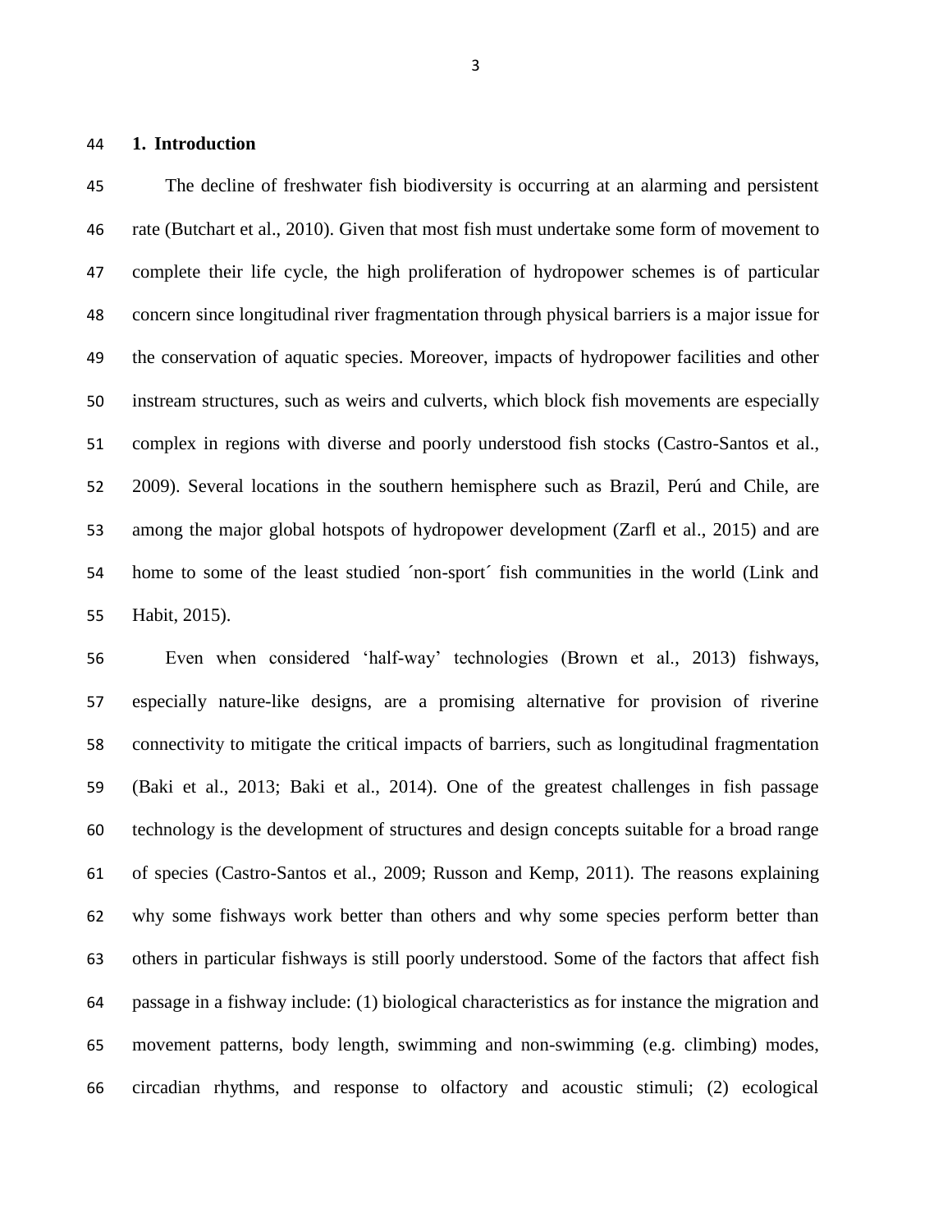## 1. Introduction

The decline of freshwater fish biodiversity is occurring at an alarming and persistent rate (Butchart et al., 2010). Given that most fish must undertake some form of movement to complete their life cycle, the high proliferation of hydropower schemes is of particular concern since longitudinal river fragmentation through physical barriers is a major issue for the conservation of aquatic species. Moreover, impacts of hydropower facilities and other instream structures, such as weirs and culverts, which block fish movements are especially complex in regions with diverse and poorly understood fish stocks (Castro-Santos et al., 2009). Several locations in the southern hemisphere such as Brazil, Perú and Chile, are among the major global hotspots of hydropower development (Zarfl et al., 2015) and are home to some of the least studied ´non-sport´ fish communities in the world (Link and Habit, 2015).

Even when considered 'half-way' technologies (Brown et al., 2013) fishways, especially nature-like designs, are a promising alternative for provision of riverine connectivity to mitigate the critical impacts of barriers, such as longitudinal fragmentation (Baki et al., 2013; Baki et al., 2014). One of the greatest challenges in fish passage technology is the development of structures and design concepts suitable for a broad range of species (Castro-Santos et al., 2009; Russon and Kemp, 2011). The reasons explaining why some fishways work better than others and why some species perform better than others in particular fishways is still poorly understood. Some of the factors that affect fish passage in a fishway include: (1) biological characteristics as for instance the migration and movement patterns, body length, swimming and non-swimming (e.g. climbing) modes, circadian rhythms, and response to olfactory and acoustic stimuli; (2) ecological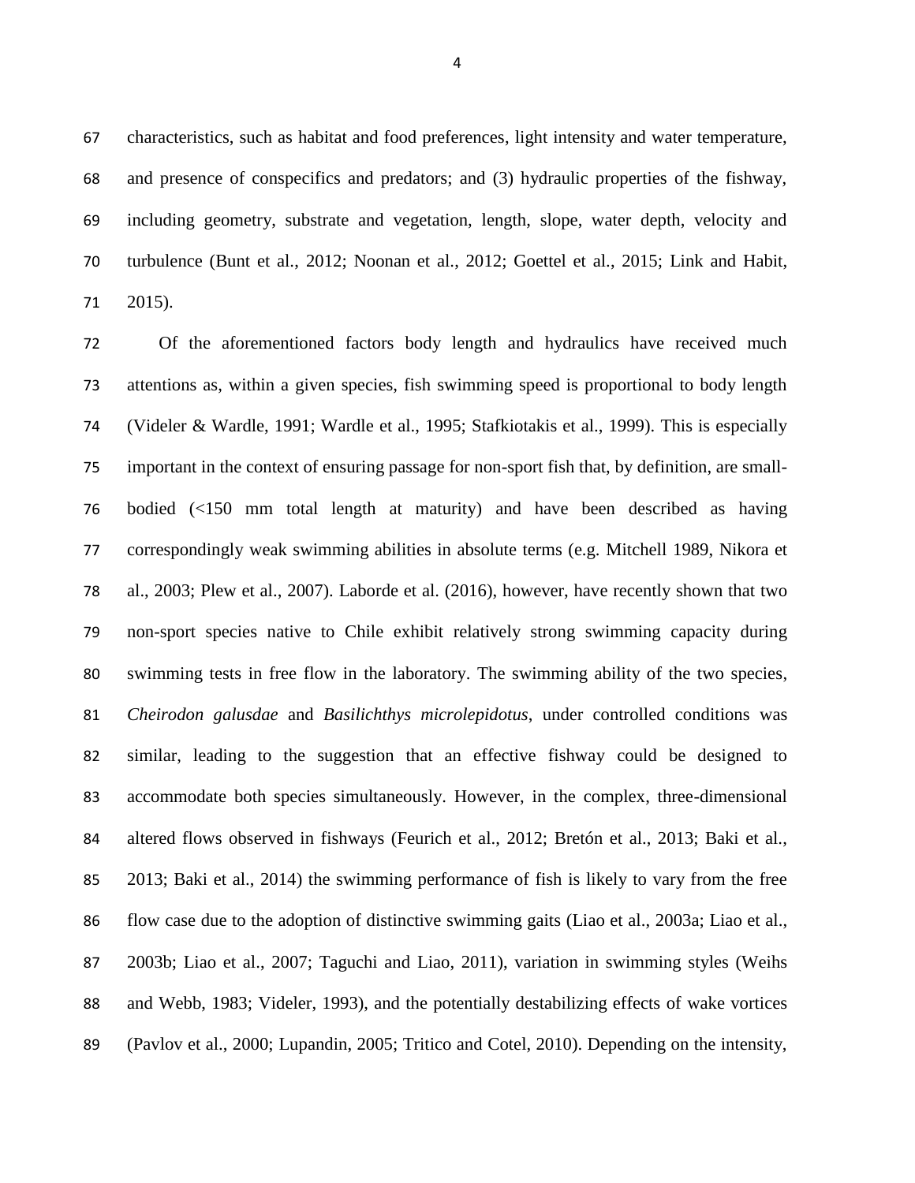characteristics, such as habitat and food preferences, light intensity and water temperature, and presence of conspecifics and predators; and (3) hydraulic properties of the fishway, including geometry, substrate and vegetation, length, slope, water depth, velocity and turbulence (Bunt et al., 2012; Noonan et al., 2012; Goettel et al., 2015; Link and Habit, 2015).

Of the aforementioned factors body length and hydraulics have received much attentions as, within a given species, fish swimming speed is proportional to body length (Videler & Wardle, 1991; Wardle et al., 1995; Stafkiotakis et al., 1999). This is especially important in the context of ensuring passage for non-sport fish that, by definition, are small-bodied (<150 mm total length at maturity) and have been described as having correspondingly weak swimming abilities in absolute terms (e.g. Mitchell 1989, Nikora et al., 2003; Plew et al., 2007). Laborde et al. (2016), however, have recently shown that two non-sport species native to Chile exhibit relatively strong swimming capacity during swimming tests in free flow in the laboratory. The swimming ability of the two species, *Cheirodon galusdae* and *Basilichthys microlepidotus*, under controlled conditions was similar, leading to the suggestion that an effective fishway could be designed to accommodate both species simultaneously. However, in the complex, three-dimensional altered flows observed in fishways (Feurich et al., 2012; Bretón et al., 2013; Baki et al., 2013; Baki et al., 2014) the swimming performance of fish is likely to vary from the free flow case due to the adoption of distinctive swimming gaits (Liao et al., 2003a; Liao et al., 2003b; Liao et al., 2007; Taguchi and Liao, 2011), variation in swimming styles (Weihs and Webb, 1983; Videler, 1993), and the potentially destabilizing effects of wake vortices (Pavlov et al., 2000; Lupandin, 2005; Tritico and Cotel, 2010). Depending on the intensity,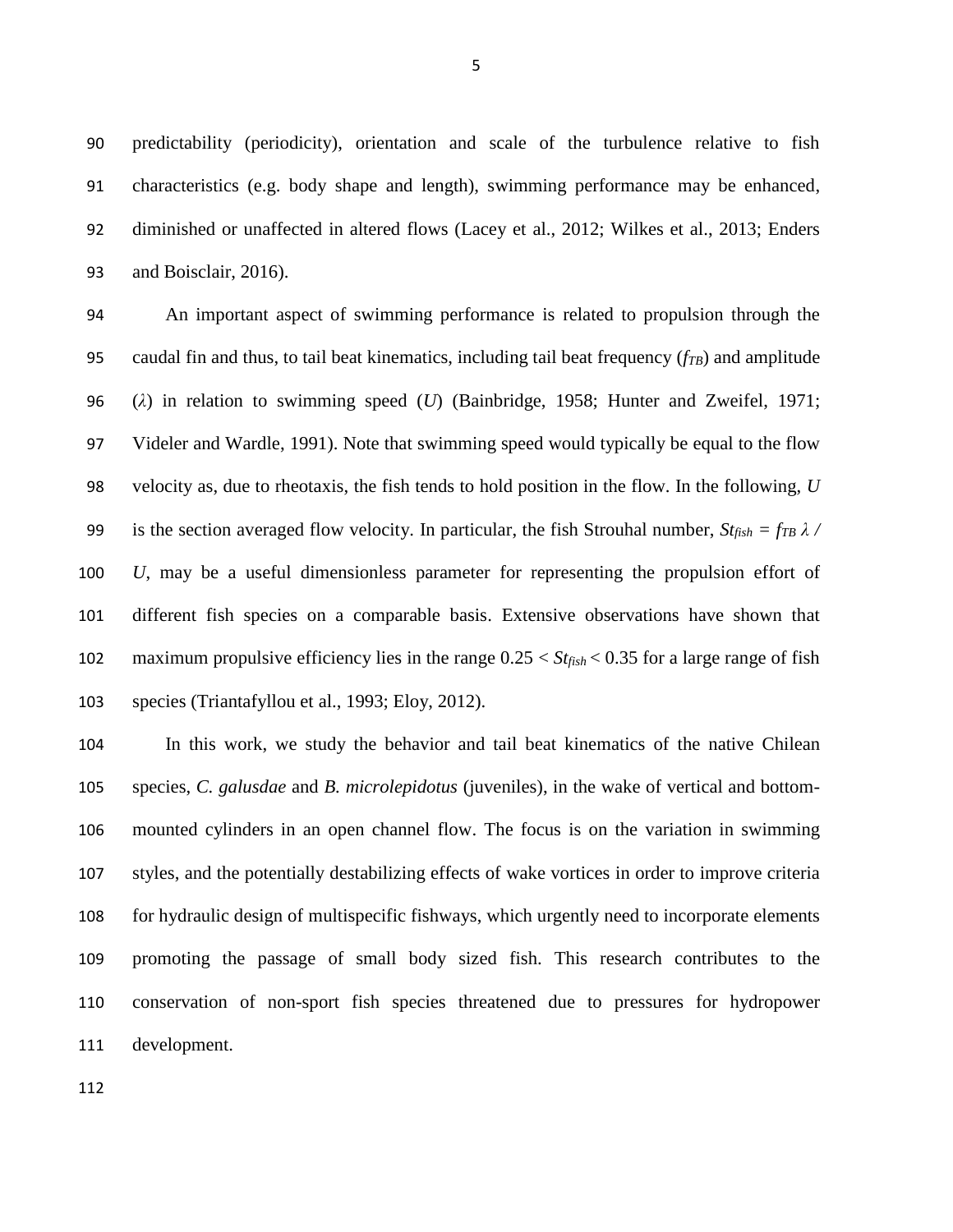predictability (periodicity), orientation and scale of the turbulence relative to fish characteristics (e.g. body shape and length), swimming performance may be enhanced, diminished or unaffected in altered flows (Lacey et al., 2012; Wilkes et al., 2013; Enders and Boisclair, 2016).

An important aspect of swimming performance is related to propulsion through the caudal fin and thus, to tail beat kinematics, including tail beat frequency ($f_{TB}$) and amplitude ($\lambda$) in relation to swimming speed ($U$) (Bainbridge, 1958; Hunter and Zweifel, 1971; Videler and Wardle, 1991). Note that swimming speed would typically be equal to the flow velocity as, due to rheotaxis, the fish tends to hold position in the flow. In the following, $U$ is the section averaged flow velocity. In particular, the fish Strouhal number, $St_{fish} = f_{TB}\,\lambda\,/\,U$, may be a useful dimensionless parameter for representing the propulsion effort of different fish species on a comparable basis. Extensive observations have shown that maximum propulsive efficiency lies in the range $0.25 < St_{fish} < 0.35$ for a large range of fish species (Triantafyllou et al., 1993; Eloy, 2012).

In this work, we study the behavior and tail beat kinematics of the native Chilean species, *C. galusdae* and *B. microlepidotus* (juveniles), in the wake of vertical and bottom-mounted cylinders in an open channel flow. The focus is on the variation in swimming styles, and the potentially destabilizing effects of wake vortices in order to improve criteria for hydraulic design of multispecific fishways, which urgently need to incorporate elements promoting the passage of small body sized fish. This research contributes to the conservation of non-sport fish species threatened due to pressures for hydropower development.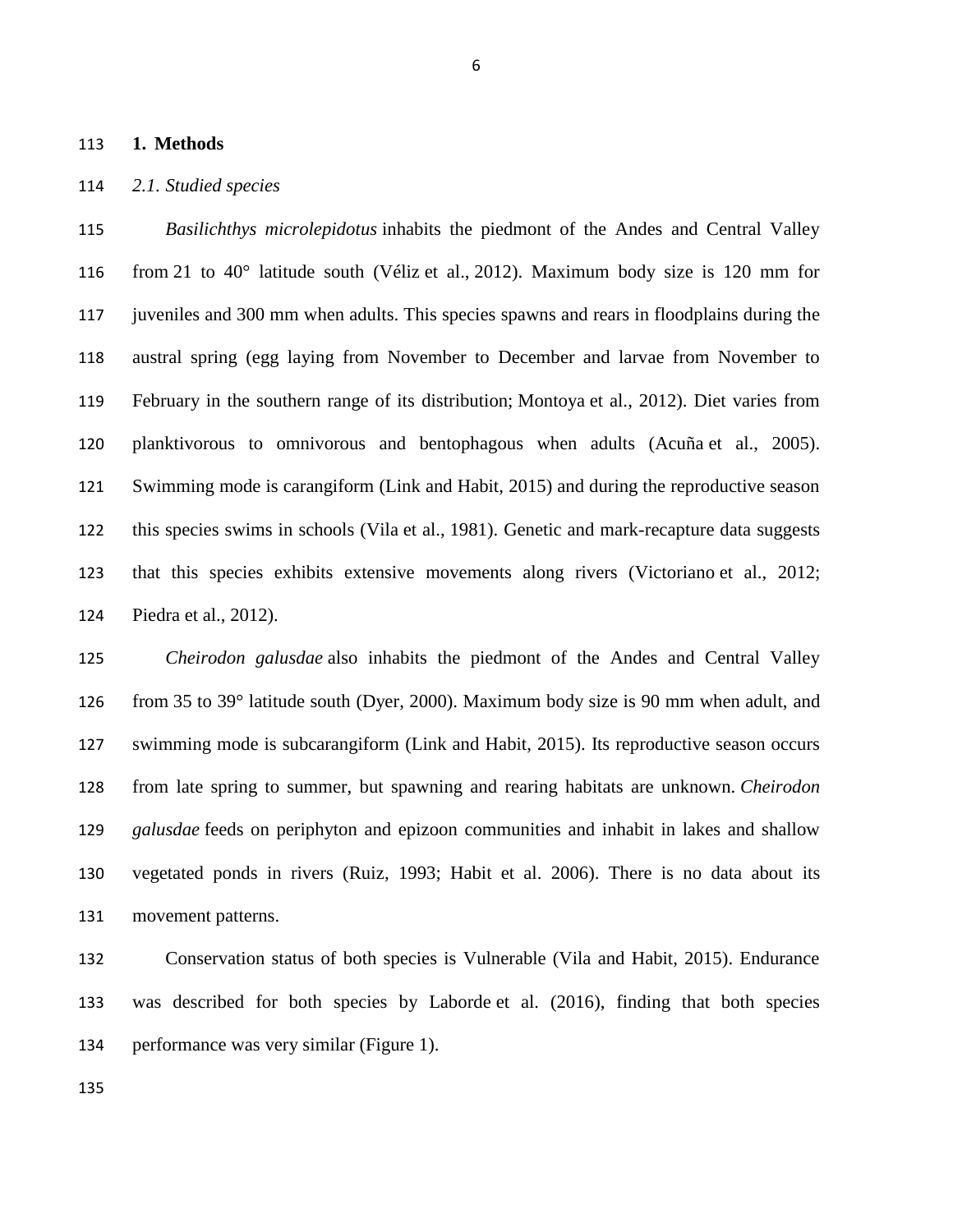# 1. Methods

*2.1. Studied species*

*Basilichthys microlepidotus* inhabits the piedmont of the Andes and Central Valley from 21 to 40° latitude south (Véliz et al., 2012). Maximum body size is 120 mm for juveniles and 300 mm when adults. This species spawns and rears in floodplains during the austral spring (egg laying from November to December and larvae from November to February in the southern range of its distribution; Montoya et al., 2012). Diet varies from planktivorous to omnivorous and bentophagous when adults (Acuña et al., 2005). Swimming mode is carangiform (Link and Habit, 2015) and during the reproductive season this species swims in schools (Vila et al., 1981). Genetic and mark-recapture data suggests that this species exhibits extensive movements along rivers (Victoriano et al., 2012; Piedra et al., 2012).

*Cheirodon galusdae* also inhabits the piedmont of the Andes and Central Valley from 35 to 39° latitude south (Dyer, 2000). Maximum body size is 90 mm when adult, and swimming mode is subcarangiform (Link and Habit, 2015). Its reproductive season occurs from late spring to summer, but spawning and rearing habitats are unknown. *Cheirodon galusdae* feeds on periphyton and epizoon communities and inhabit in lakes and shallow vegetated ponds in rivers (Ruiz, 1993; Habit et al. 2006). There is no data about its movement patterns.

Conservation status of both species is Vulnerable (Vila and Habit, 2015). Endurance was described for both species by Laborde et al. (2016), finding that both species performance was very similar (Figure 1).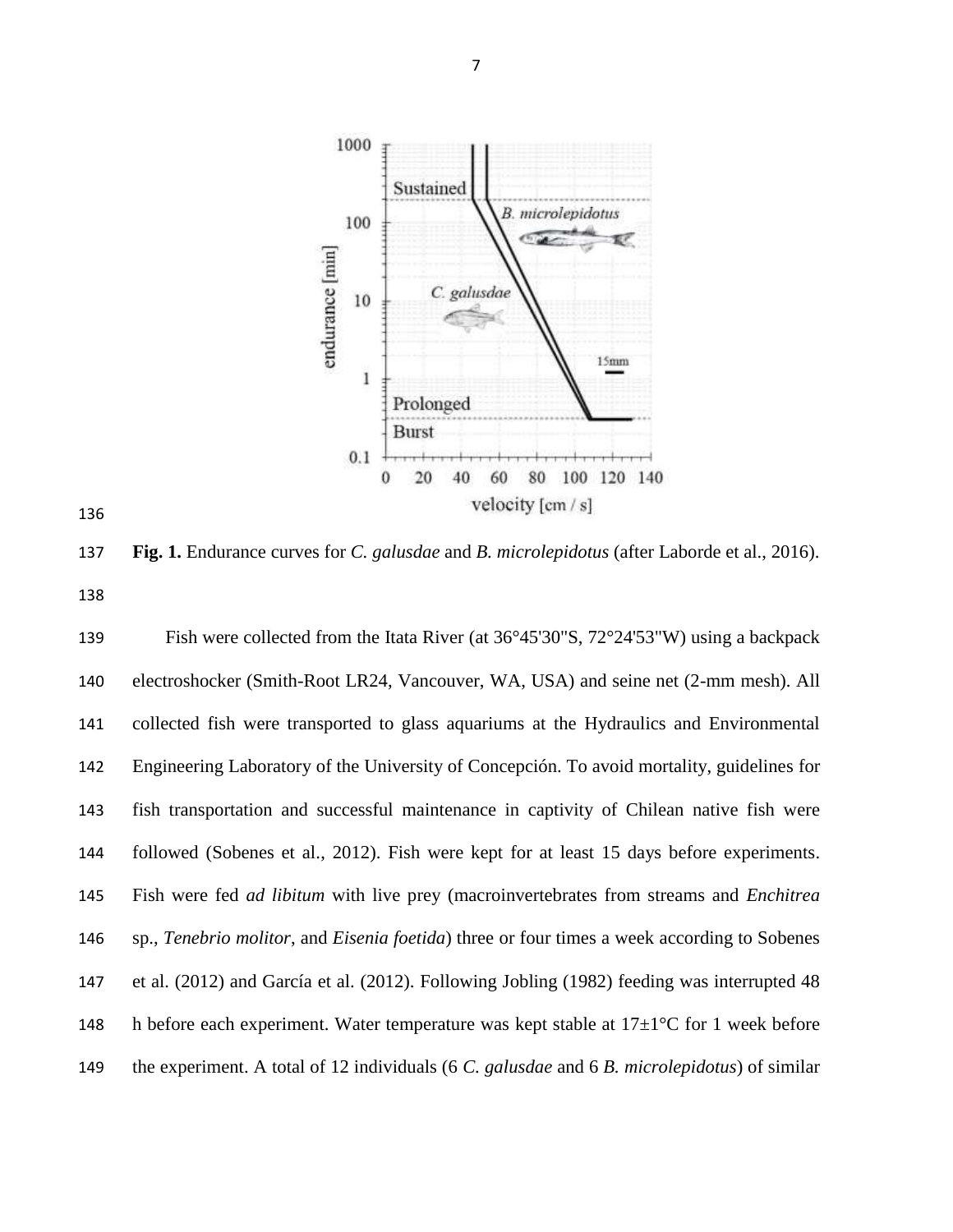**Fig. 1.** Endurance curves for *C. galusdae* and *B. microlepidotus* (after Laborde et al., 2016).

Fish were collected from the Itata River (at 36°45'30"S, 72°24'53"W) using a backpack electroshocker (Smith-Root LR24, Vancouver, WA, USA) and seine net (2-mm mesh). All collected fish were transported to glass aquariums at the Hydraulics and Environmental Engineering Laboratory of the University of Concepción. To avoid mortality, guidelines for fish transportation and successful maintenance in captivity of Chilean native fish were followed (Sobenes et al., 2012). Fish were kept for at least 15 days before experiments. Fish were fed *ad libitum* with live prey (macroinvertebrates from streams and *Enchitrea* sp., *Tenebrio molitor*, and *Eisenia foetida*) three or four times a week according to Sobenes et al. (2012) and García et al. (2012). Following Jobling (1982) feeding was interrupted 48 h before each experiment. Water temperature was kept stable at 17±1°C for 1 week before the experiment. A total of 12 individuals (6 *C. galusdae* and 6 *B. microlepidotus*) of similar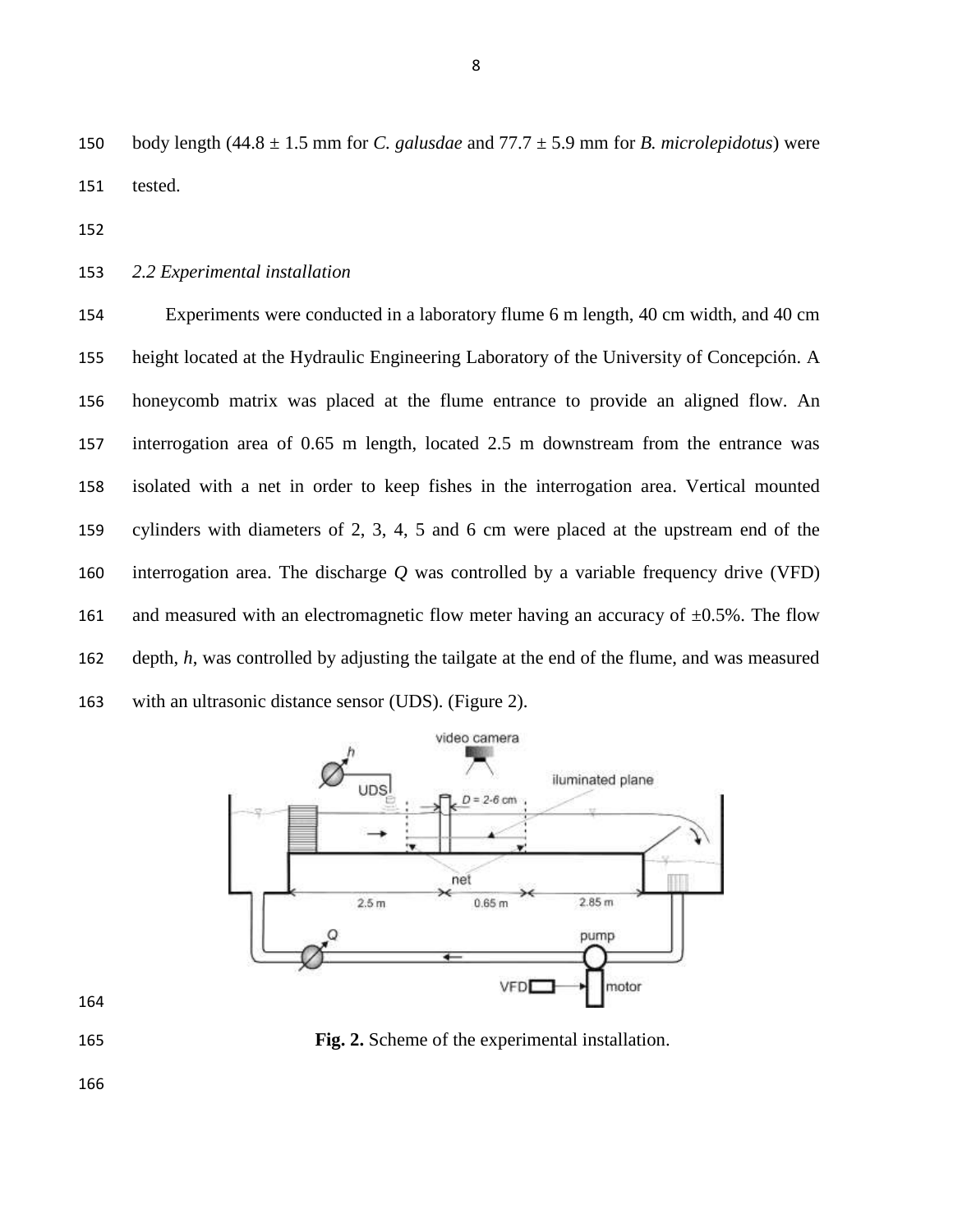body length (44.8 ± 1.5 mm for *C. galusdae* and 77.7 ± 5.9 mm for *B. microlepidotus*) were tested.

### *2.2 Experimental installation*

Experiments were conducted in a laboratory flume 6 m length, 40 cm width, and 40 cm height located at the Hydraulic Engineering Laboratory of the University of Concepción. A honeycomb matrix was placed at the flume entrance to provide an aligned flow. An interrogation area of 0.65 m length, located 2.5 m downstream from the entrance was isolated with a net in order to keep fishes in the interrogation area. Vertical mounted cylinders with diameters of 2, 3, 4, 5 and 6 cm were placed at the upstream end of the interrogation area. The discharge $Q$ was controlled by a variable frequency drive (VFD) and measured with an electromagnetic flow meter having an accuracy of ±0.5%. The flow depth, $h$, was controlled by adjusting the tailgate at the end of the flume, and was measured with an ultrasonic distance sensor (UDS). (Figure 2).

**Fig. 2.** Scheme of the experimental installation.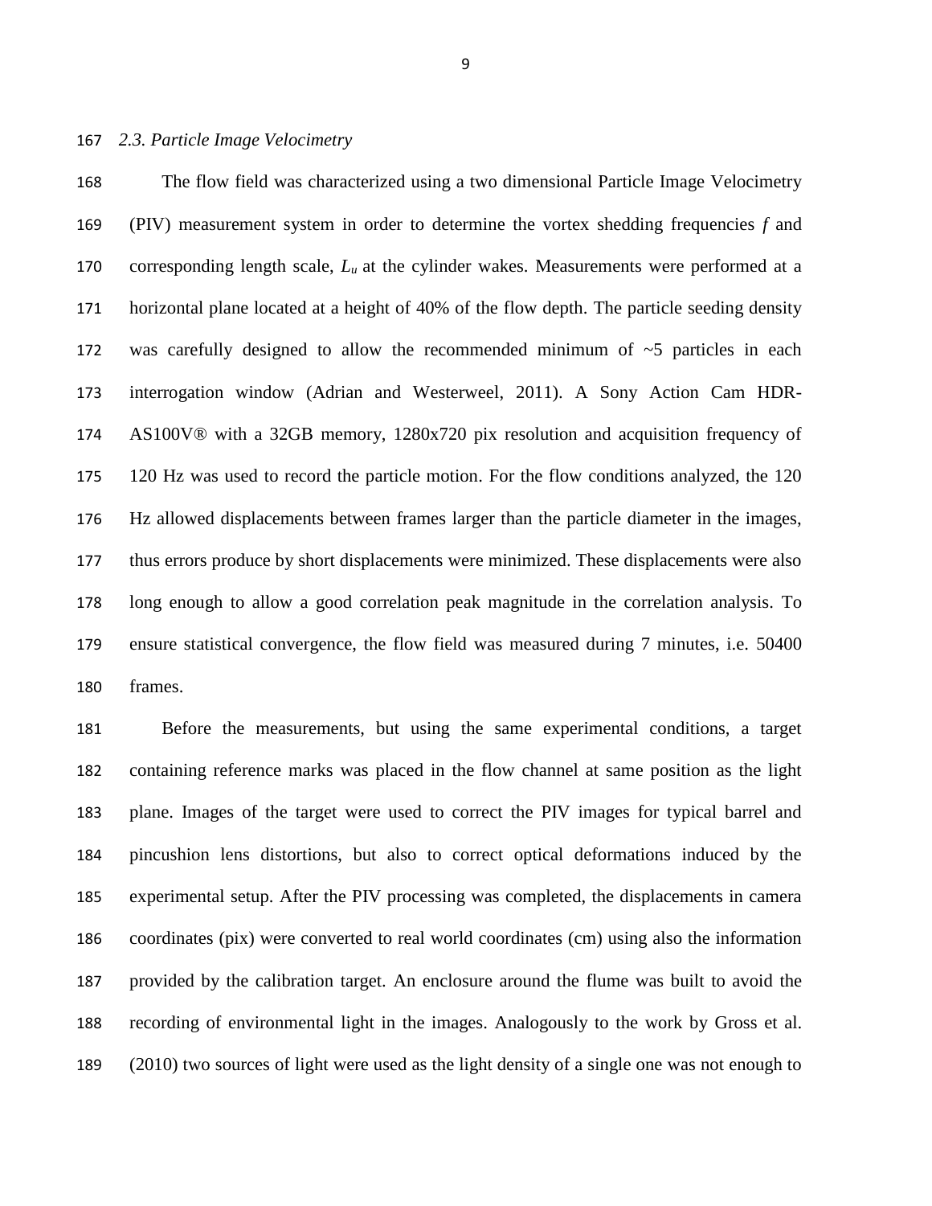### *2.3. Particle Image Velocimetry*

The flow field was characterized using a two dimensional Particle Image Velocimetry (PIV) measurement system in order to determine the vortex shedding frequencies $f$ and corresponding length scale, $L_u$ at the cylinder wakes. Measurements were performed at a horizontal plane located at a height of 40% of the flow depth. The particle seeding density was carefully designed to allow the recommended minimum of ~5 particles in each interrogation window (Adrian and Westerweel, 2011). A Sony Action Cam HDR-AS100V® with a 32GB memory, 1280x720 pix resolution and acquisition frequency of 120 Hz was used to record the particle motion. For the flow conditions analyzed, the 120 Hz allowed displacements between frames larger than the particle diameter in the images, thus errors produce by short displacements were minimized. These displacements were also long enough to allow a good correlation peak magnitude in the correlation analysis. To ensure statistical convergence, the flow field was measured during 7 minutes, i.e. 50400 frames.

Before the measurements, but using the same experimental conditions, a target containing reference marks was placed in the flow channel at same position as the light plane. Images of the target were used to correct the PIV images for typical barrel and pincushion lens distortions, but also to correct optical deformations induced by the experimental setup. After the PIV processing was completed, the displacements in camera coordinates (pix) were converted to real world coordinates (cm) using also the information provided by the calibration target. An enclosure around the flume was built to avoid the recording of environmental light in the images. Analogously to the work by Gross et al. (2010) two sources of light were used as the light density of a single one was not enough to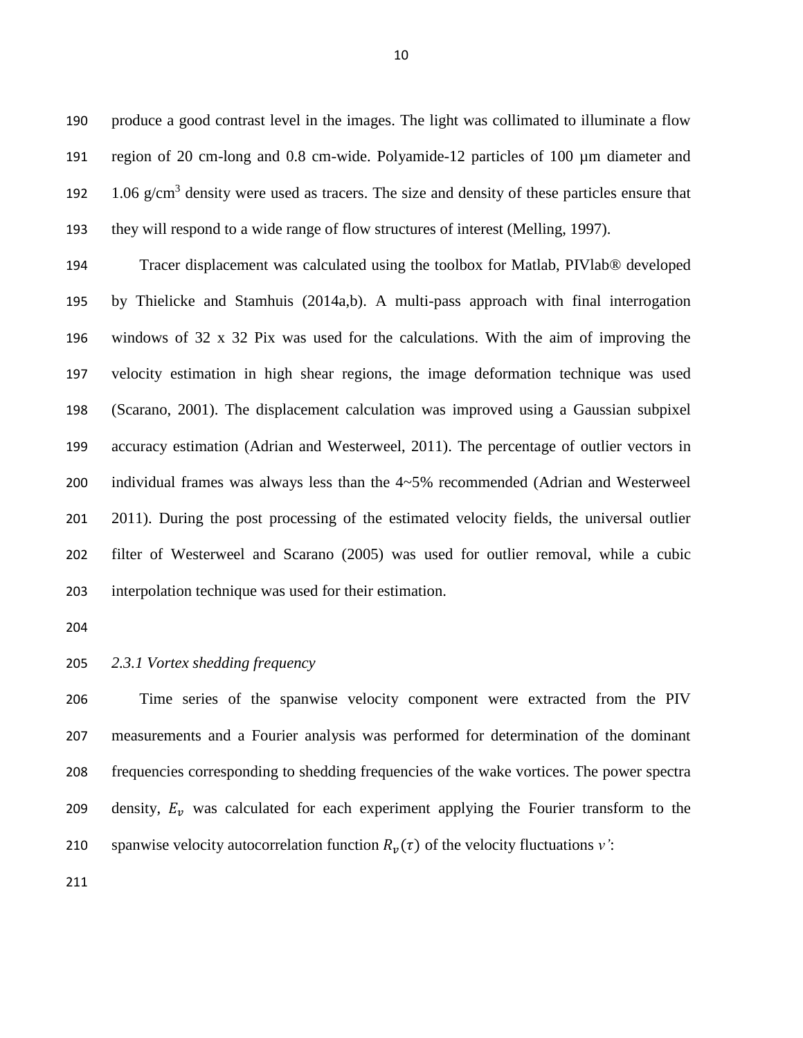produce a good contrast level in the images. The light was collimated to illuminate a flow region of 20 cm-long and 0.8 cm-wide. Polyamide-12 particles of 100 µm diameter and 1.06 g/cm$^3$ density were used as tracers. The size and density of these particles ensure that they will respond to a wide range of flow structures of interest (Melling, 1997).

Tracer displacement was calculated using the toolbox for Matlab, PIVlab® developed by Thielicke and Stamhuis (2014a,b). A multi-pass approach with final interrogation windows of 32 x 32 Pix was used for the calculations. With the aim of improving the velocity estimation in high shear regions, the image deformation technique was used (Scarano, 2001). The displacement calculation was improved using a Gaussian subpixel accuracy estimation (Adrian and Westerweel, 2011). The percentage of outlier vectors in individual frames was always less than the 4~5% recommended (Adrian and Westerweel 2011). During the post processing of the estimated velocity fields, the universal outlier filter of Westerweel and Scarano (2005) was used for outlier removal, while a cubic interpolation technique was used for their estimation.

### *2.3.1 Vortex shedding frequency*

Time series of the spanwise velocity component were extracted from the PIV measurements and a Fourier analysis was performed for determination of the dominant frequencies corresponding to shedding frequencies of the wake vortices. The power spectra density, $E_v$ was calculated for each experiment applying the Fourier transform to the spanwise velocity autocorrelation function $R_v(\tau)$ of the velocity fluctuations *v'*: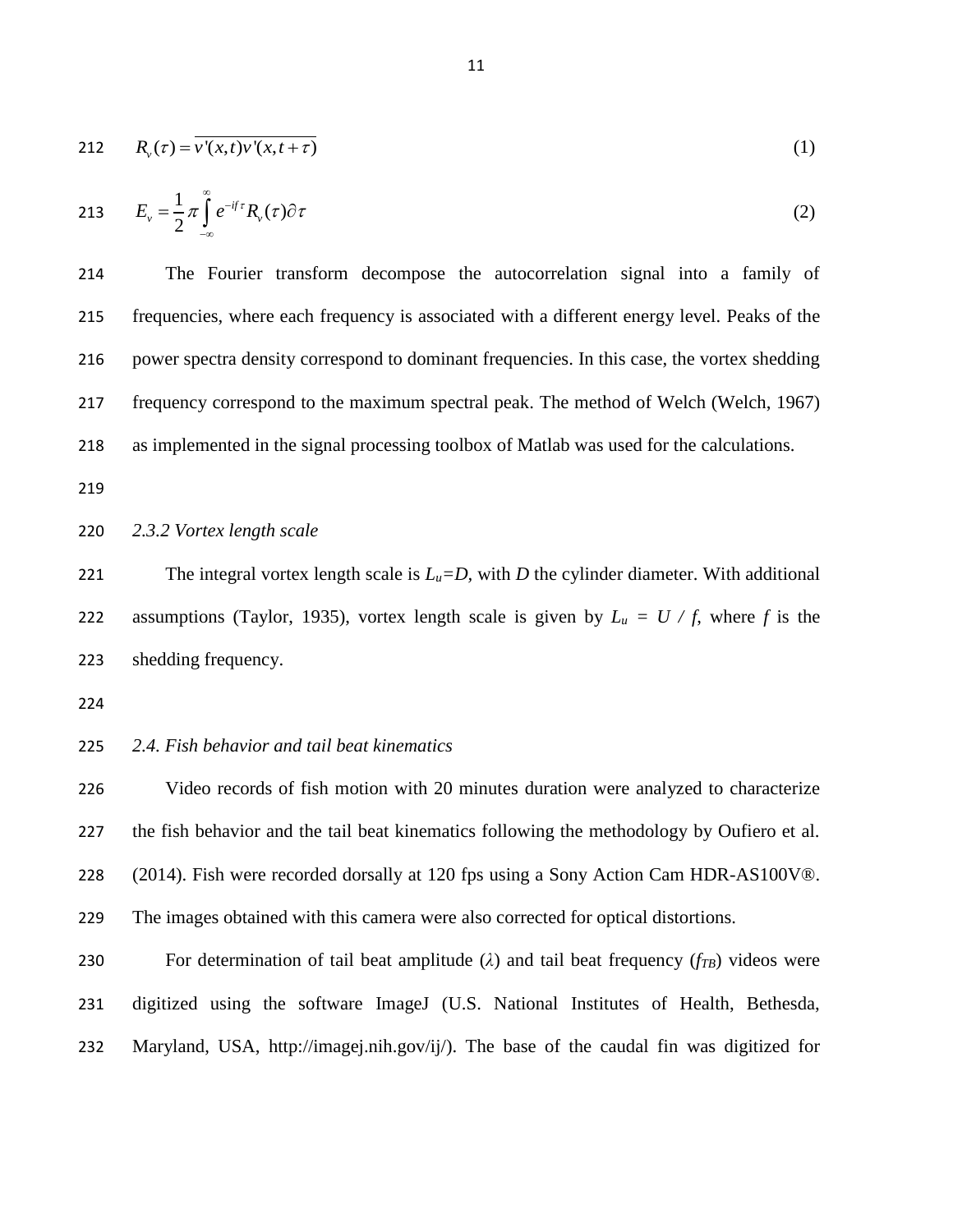$$R_v(\tau) = \overline{v'(x,t)v'(x,t+\tau)} \quad (1)$$

$$E_v = \frac{1}{2}\pi \int_{-\infty}^{\infty} e^{-if\tau} R_v(\tau) \partial\tau \quad (2)$$

The Fourier transform decompose the autocorrelation signal into a family of frequencies, where each frequency is associated with a different energy level. Peaks of the power spectra density correspond to dominant frequencies. In this case, the vortex shedding frequency correspond to the maximum spectral peak. The method of Welch (Welch, 1967) as implemented in the signal processing toolbox of Matlab was used for the calculations.

### *2.3.2 Vortex length scale*

The integral vortex length scale is $L_u = D$, with $D$ the cylinder diameter. With additional assumptions (Taylor, 1935), vortex length scale is given by $L_u = U / f$, where $f$ is the shedding frequency.

### *2.4. Fish behavior and tail beat kinematics*

Video records of fish motion with 20 minutes duration were analyzed to characterize the fish behavior and the tail beat kinematics following the methodology by Oufiero et al. (2014). Fish were recorded dorsally at 120 fps using a Sony Action Cam HDR-AS100V®. The images obtained with this camera were also corrected for optical distortions.

For determination of tail beat amplitude ($\lambda$) and tail beat frequency ($f_{TB}$) videos were digitized using the software ImageJ (U.S. National Institutes of Health, Bethesda, Maryland, USA, http://imagej.nih.gov/ij/). The base of the caudal fin was digitized for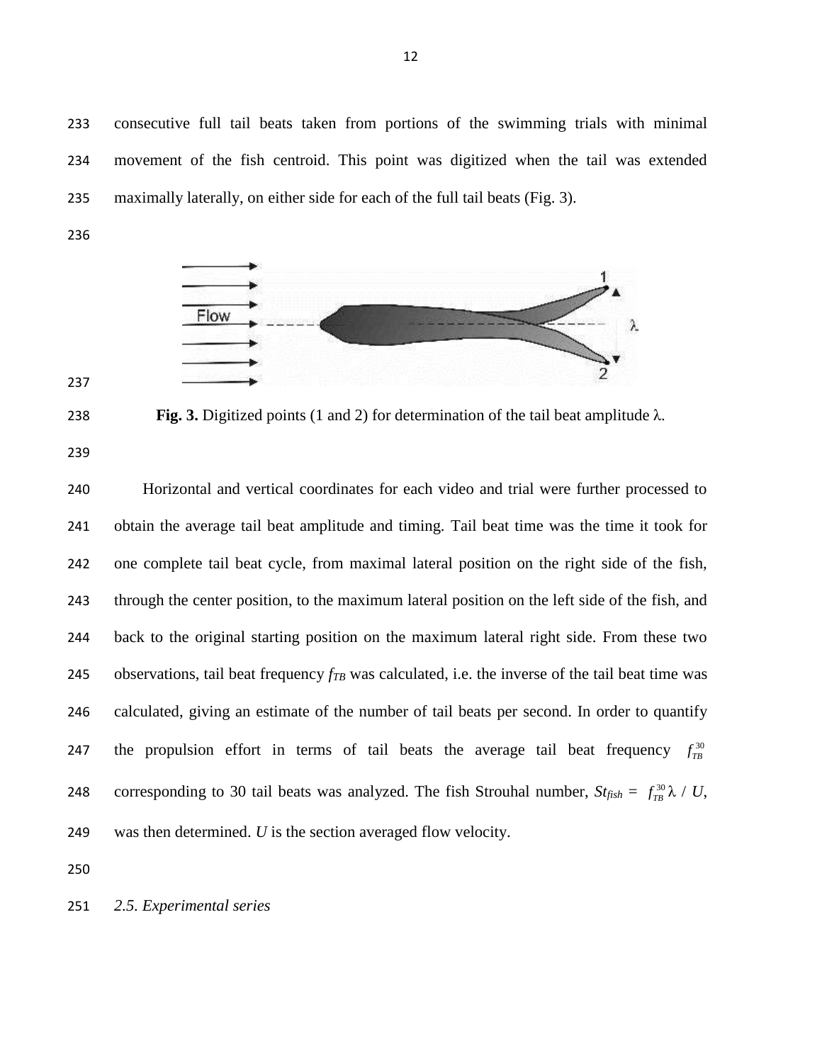consecutive full tail beats taken from portions of the swimming trials with minimal movement of the fish centroid. This point was digitized when the tail was extended maximally laterally, on either side for each of the full tail beats (Fig. 3).

**Fig. 3.** Digitized points (1 and 2) for determination of the tail beat amplitude $\lambda$.

Horizontal and vertical coordinates for each video and trial were further processed to obtain the average tail beat amplitude and timing. Tail beat time was the time it took for one complete tail beat cycle, from maximal lateral position on the right side of the fish, through the center position, to the maximum lateral position on the left side of the fish, and back to the original starting position on the maximum lateral right side. From these two observations, tail beat frequency $f_{TB}$ was calculated, i.e. the inverse of the tail beat time was calculated, giving an estimate of the number of tail beats per second. In order to quantify the propulsion effort in terms of tail beats the average tail beat frequency $f_{TB}^{30}$ corresponding to 30 tail beats was analyzed. The fish Strouhal number, $St_{fish} = f_{TB}^{30} \lambda / U$, was then determined. $U$ is the section averaged flow velocity.

*2.5. Experimental series*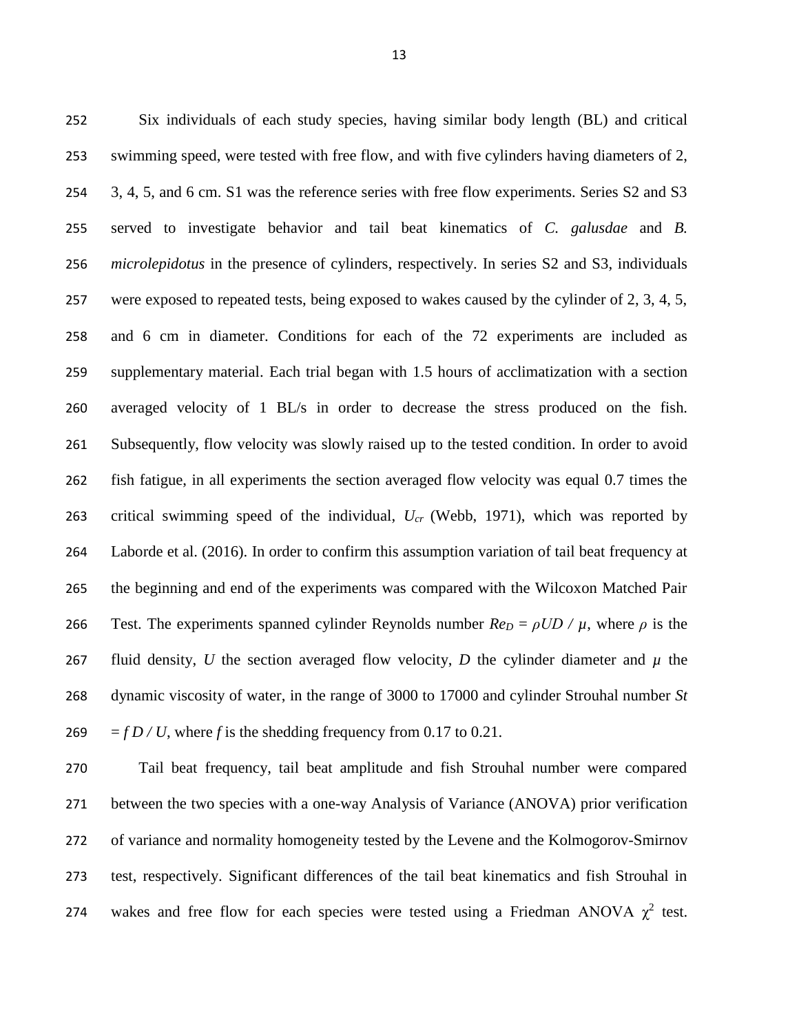Six individuals of each study species, having similar body length (BL) and critical swimming speed, were tested with free flow, and with five cylinders having diameters of 2, 3, 4, 5, and 6 cm. S1 was the reference series with free flow experiments. Series S2 and S3 served to investigate behavior and tail beat kinematics of *C. galusdae* and *B. microlepidotus* in the presence of cylinders, respectively. In series S2 and S3, individuals were exposed to repeated tests, being exposed to wakes caused by the cylinder of 2, 3, 4, 5, and 6 cm in diameter. Conditions for each of the 72 experiments are included as supplementary material. Each trial began with 1.5 hours of acclimatization with a section averaged velocity of 1 BL/s in order to decrease the stress produced on the fish. Subsequently, flow velocity was slowly raised up to the tested condition. In order to avoid fish fatigue, in all experiments the section averaged flow velocity was equal 0.7 times the critical swimming speed of the individual, $U_{cr}$ (Webb, 1971), which was reported by Laborde et al. (2016). In order to confirm this assumption variation of tail beat frequency at the beginning and end of the experiments was compared with the Wilcoxon Matched Pair Test. The experiments spanned cylinder Reynolds number $Re_D = \rho UD / \mu$, where $\rho$ is the fluid density, $U$ the section averaged flow velocity, $D$ the cylinder diameter and $\mu$ the dynamic viscosity of water, in the range of 3000 to 17000 and cylinder Strouhal number $St = f D / U$, where $f$ is the shedding frequency from 0.17 to 0.21.

Tail beat frequency, tail beat amplitude and fish Strouhal number were compared between the two species with a one-way Analysis of Variance (ANOVA) prior verification of variance and normality homogeneity tested by the Levene and the Kolmogorov-Smirnov test, respectively. Significant differences of the tail beat kinematics and fish Strouhal in wakes and free flow for each species were tested using a Friedman ANOVA $\chi^2$ test.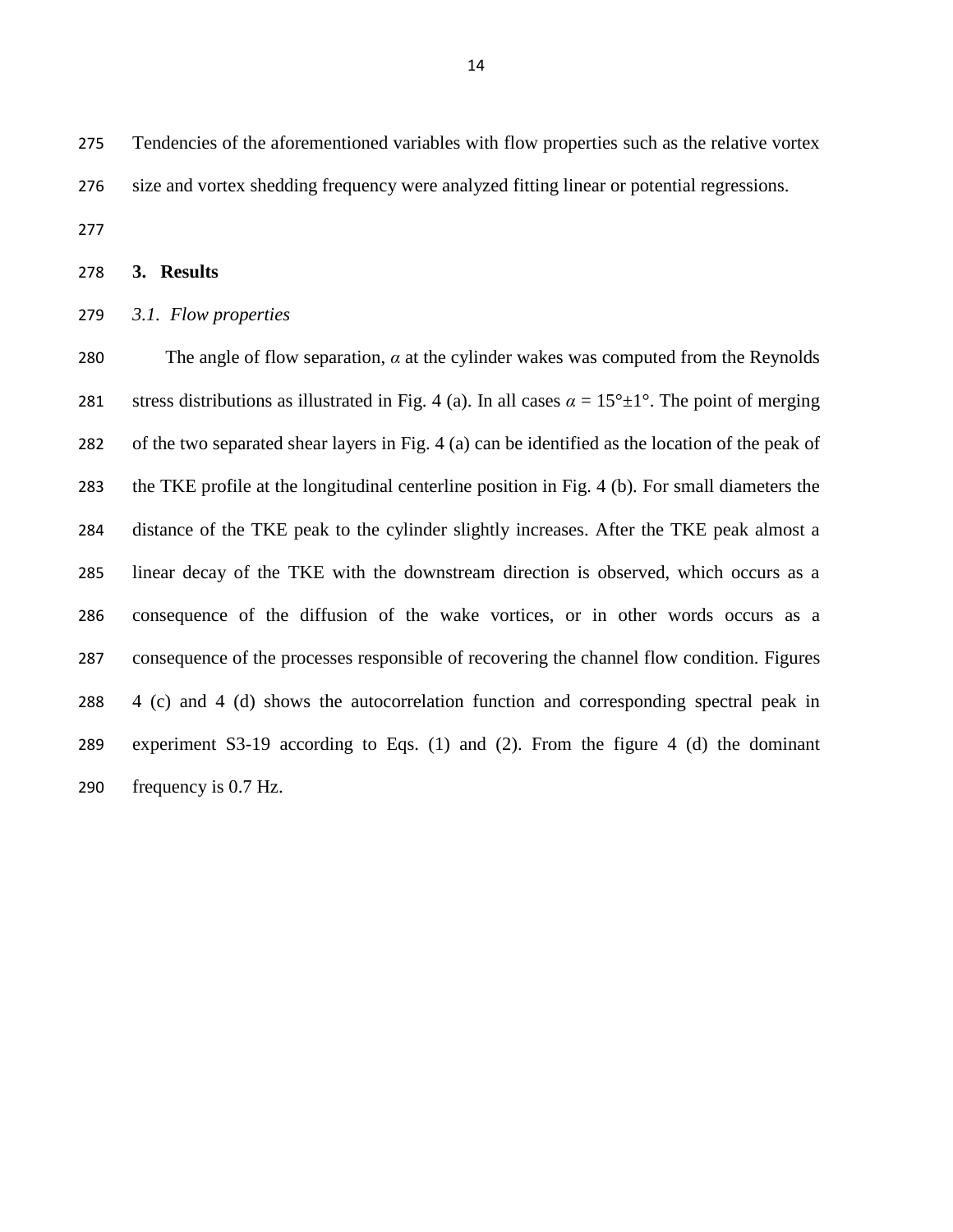Tendencies of the aforementioned variables with flow properties such as the relative vortex size and vortex shedding frequency were analyzed fitting linear or potential regressions.

## 3. Results

### *3.1. Flow properties*

The angle of flow separation, $\alpha$ at the cylinder wakes was computed from the Reynolds stress distributions as illustrated in Fig. 4 (a). In all cases $\alpha = 15°\pm1°$. The point of merging of the two separated shear layers in Fig. 4 (a) can be identified as the location of the peak of the TKE profile at the longitudinal centerline position in Fig. 4 (b). For small diameters the distance of the TKE peak to the cylinder slightly increases. After the TKE peak almost a linear decay of the TKE with the downstream direction is observed, which occurs as a consequence of the diffusion of the wake vortices, or in other words occurs as a consequence of the processes responsible of recovering the channel flow condition. Figures 4 (c) and 4 (d) shows the autocorrelation function and corresponding spectral peak in experiment S3-19 according to Eqs. (1) and (2). From the figure 4 (d) the dominant frequency is 0.7 Hz.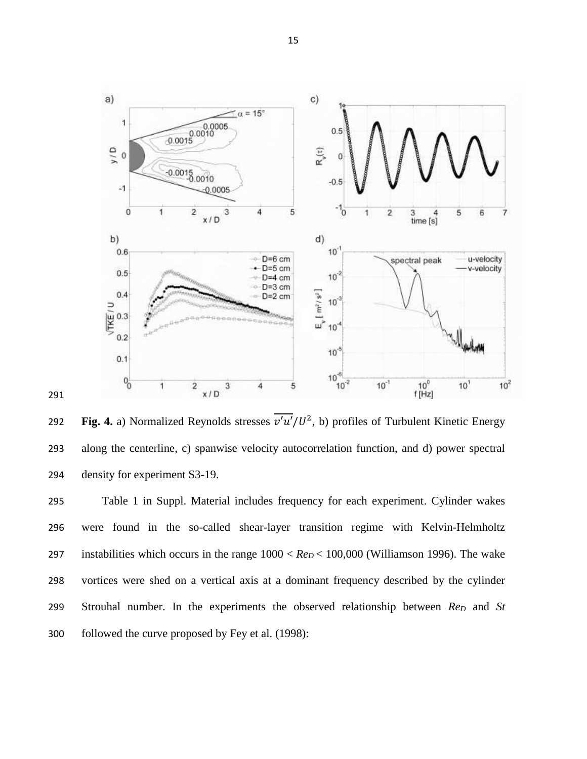**Fig. 4.** a) Normalized Reynolds stresses $\overline{v'u'}/U^2$, b) profiles of Turbulent Kinetic Energy along the centerline, c) spanwise velocity autocorrelation function, and d) power spectral density for experiment S3-19.

Table 1 in Suppl. Material includes frequency for each experiment. Cylinder wakes were found in the so-called shear-layer transition regime with Kelvin-Helmholtz instabilities which occurs in the range $1000 < Re_D < 100{,}000$ (Williamson 1996). The wake vortices were shed on a vertical axis at a dominant frequency described by the cylinder Strouhal number. In the experiments the observed relationship between $Re_D$ and $St$ followed the curve proposed by Fey et al. (1998):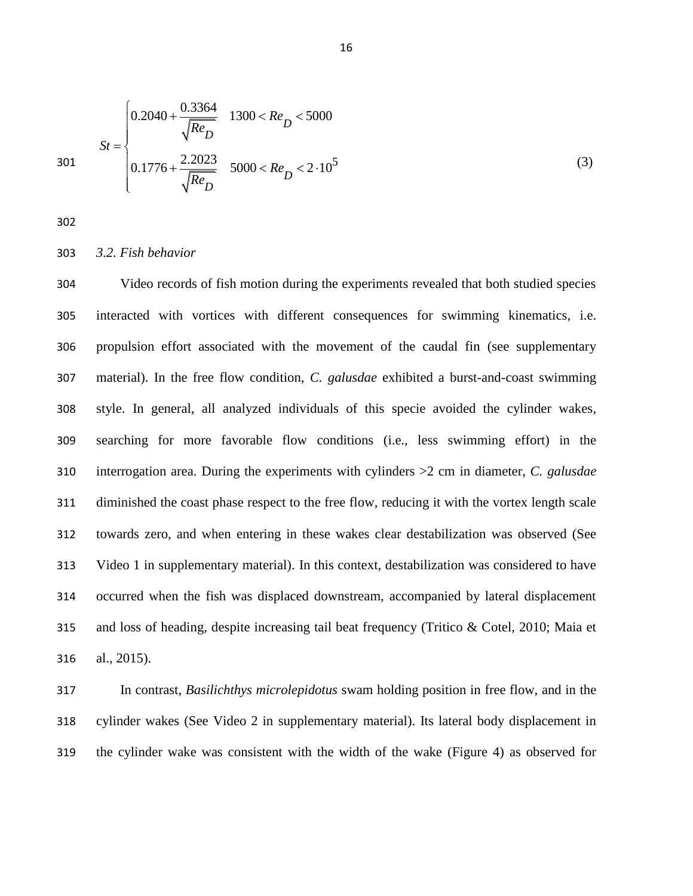$$St = \begin{cases} 0.2040 + \dfrac{0.3364}{\sqrt{Re_D}} & 1300 < Re_D < 5000 \\ 0.1776 + \dfrac{2.2023}{\sqrt{Re_D}} & 5000 < Re_D < 2 \cdot 10^5 \end{cases} \quad (3)$$

*3.2. Fish behavior*

Video records of fish motion during the experiments revealed that both studied species interacted with vortices with different consequences for swimming kinematics, i.e. propulsion effort associated with the movement of the caudal fin (see supplementary material). In the free flow condition, *C. galusdae* exhibited a burst-and-coast swimming style. In general, all analyzed individuals of this specie avoided the cylinder wakes, searching for more favorable flow conditions (i.e., less swimming effort) in the interrogation area. During the experiments with cylinders >2 cm in diameter, *C. galusdae* diminished the coast phase respect to the free flow, reducing it with the vortex length scale towards zero, and when entering in these wakes clear destabilization was observed (See Video 1 in supplementary material). In this context, destabilization was considered to have occurred when the fish was displaced downstream, accompanied by lateral displacement and loss of heading, despite increasing tail beat frequency (Tritico & Cotel, 2010; Maia et al., 2015).

In contrast, *Basilichthys microlepidotus* swam holding position in free flow, and in the cylinder wakes (See Video 2 in supplementary material). Its lateral body displacement in the cylinder wake was consistent with the width of the wake (Figure 4) as observed for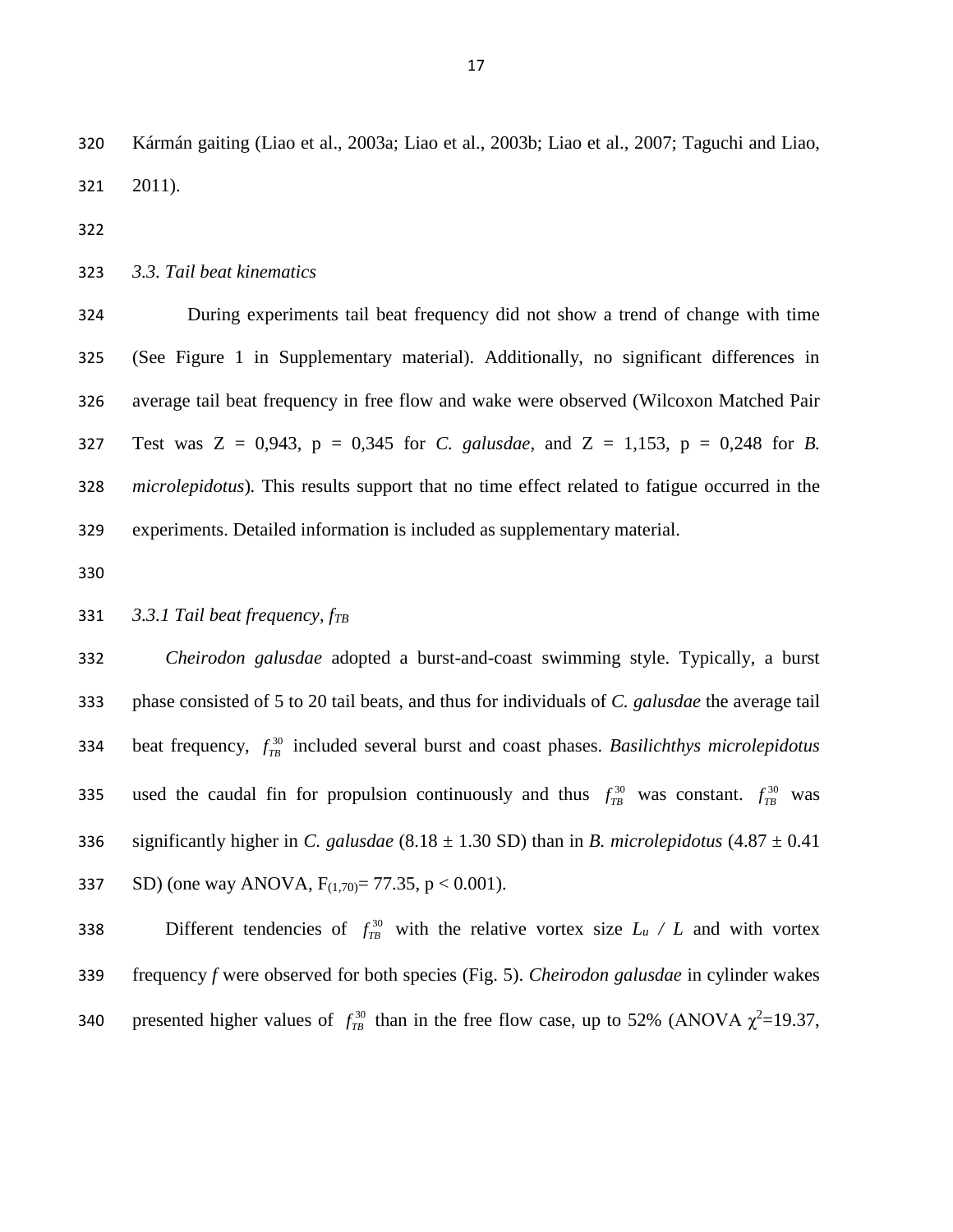Kármán gaiting (Liao et al., 2003a; Liao et al., 2003b; Liao et al., 2007; Taguchi and Liao, 2011).

*3.3. Tail beat kinematics*

During experiments tail beat frequency did not show a trend of change with time (See Figure 1 in Supplementary material). Additionally, no significant differences in average tail beat frequency in free flow and wake were observed (Wilcoxon Matched Pair Test was Z = 0,943, p = 0,345 for *C. galusdae*, and Z = 1,153, p = 0,248 for *B. microlepidotus*). This results support that no time effect related to fatigue occurred in the experiments. Detailed information is included as supplementary material.

*3.3.1 Tail beat frequency, $f_{TB}$*

*Cheirodon galusdae* adopted a burst-and-coast swimming style. Typically, a burst phase consisted of 5 to 20 tail beats, and thus for individuals of *C. galusdae* the average tail beat frequency, $f_{TB}^{30}$ included several burst and coast phases. *Basilichthys microlepidotus* used the caudal fin for propulsion continuously and thus $f_{TB}^{30}$ was constant. $f_{TB}^{30}$ was significantly higher in *C. galusdae* (8.18 ± 1.30 SD) than in *B. microlepidotus* (4.87 ± 0.41 SD) (one way ANOVA, $F_{(1,70)}$= 77.35, $p < 0.001$).

Different tendencies of $f_{TB}^{30}$ with the relative vortex size $L_u$ / $L$ and with vortex frequency $f$ were observed for both species (Fig. 5). *Cheirodon galusdae* in cylinder wakes presented higher values of $f_{TB}^{30}$ than in the free flow case, up to 52% (ANOVA $\chi^2$=19.37,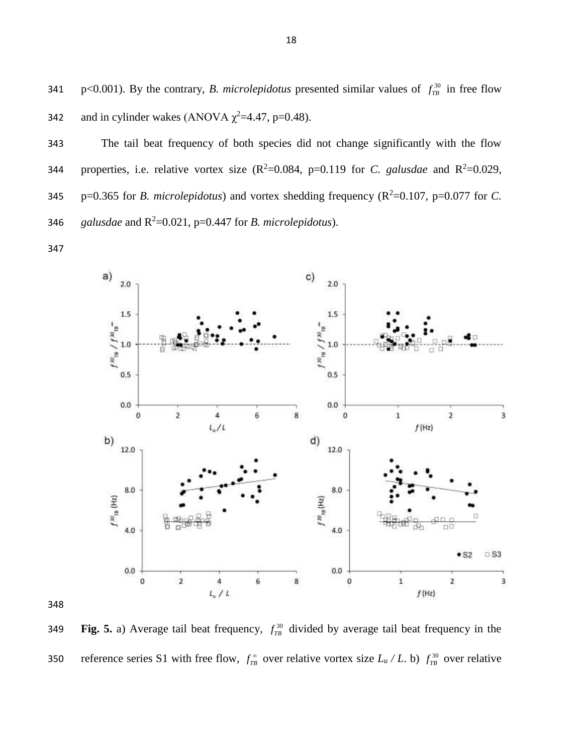p<0.001). By the contrary, *B. microlepidotus* presented similar values of $f_{TB}^{30}$ in free flow and in cylinder wakes (ANOVA $\chi^2$=4.47, p=0.48).

The tail beat frequency of both species did not change significantly with the flow properties, i.e. relative vortex size ($R^2$=0.084, p=0.119 for *C. galusdae* and $R^2$=0.029, p=0.365 for *B. microlepidotus*) and vortex shedding frequency ($R^2$=0.107, p=0.077 for *C. galusdae* and $R^2$=0.021, p=0.447 for *B. microlepidotus*).

**Fig. 5.** a) Average tail beat frequency, $f_{TB}^{30}$ divided by average tail beat frequency in the reference series S1 with free flow, $f_{TB}^{\infty}$ over relative vortex size $L_u / L$. b) $f_{TB}^{30}$ over relative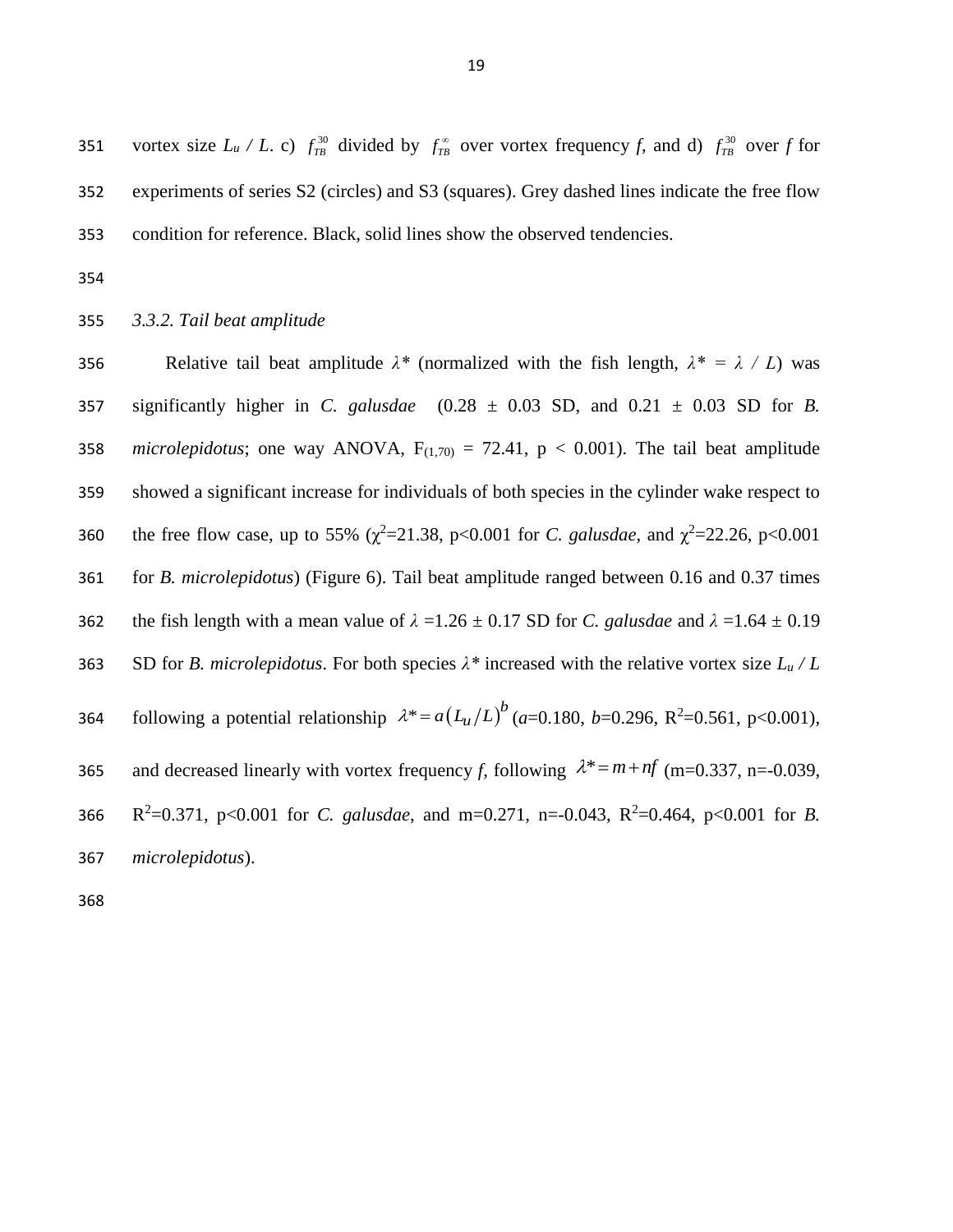vortex size $L_u$ / $L$. c) $f_{TB}^{30}$ divided by $f_{TB}^{\infty}$ over vortex frequency $f$, and d) $f_{TB}^{30}$ over $f$ for experiments of series S2 (circles) and S3 (squares). Grey dashed lines indicate the free flow condition for reference. Black, solid lines show the observed tendencies.

### *3.3.2. Tail beat amplitude*

Relative tail beat amplitude $\lambda^*$ (normalized with the fish length, $\lambda^* = \lambda / L$) was significantly higher in *C. galusdae* (0.28 ± 0.03 SD, and 0.21 ± 0.03 SD for *B. microlepidotus*; one way ANOVA, $F_{(1,70)} = 72.41$, $p < 0.001$). The tail beat amplitude showed a significant increase for individuals of both species in the cylinder wake respect to the free flow case, up to 55% ($\chi^2$=21.38, p<0.001 for *C. galusdae*, and $\chi^2$=22.26, p<0.001 for *B. microlepidotus*) (Figure 6). Tail beat amplitude ranged between 0.16 and 0.37 times the fish length with a mean value of $\lambda$ =1.26 ± 0.17 SD for *C. galusdae* and $\lambda$ =1.64 ± 0.19 SD for *B. microlepidotus*. For both species $\lambda^*$ increased with the relative vortex size $L_u$ / $L$ following a potential relationship $\lambda^* = a\left(L_u/L\right)^b$ ($a$=0.180, $b$=0.296, $R^2$=0.561, p<0.001), and decreased linearly with vortex frequency $f$, following $\lambda^* = m + nf$ (m=0.337, n=-0.039, $R^2$=0.371, p<0.001 for *C. galusdae*, and m=0.271, n=-0.043, $R^2$=0.464, p<0.001 for *B. microlepidotus*).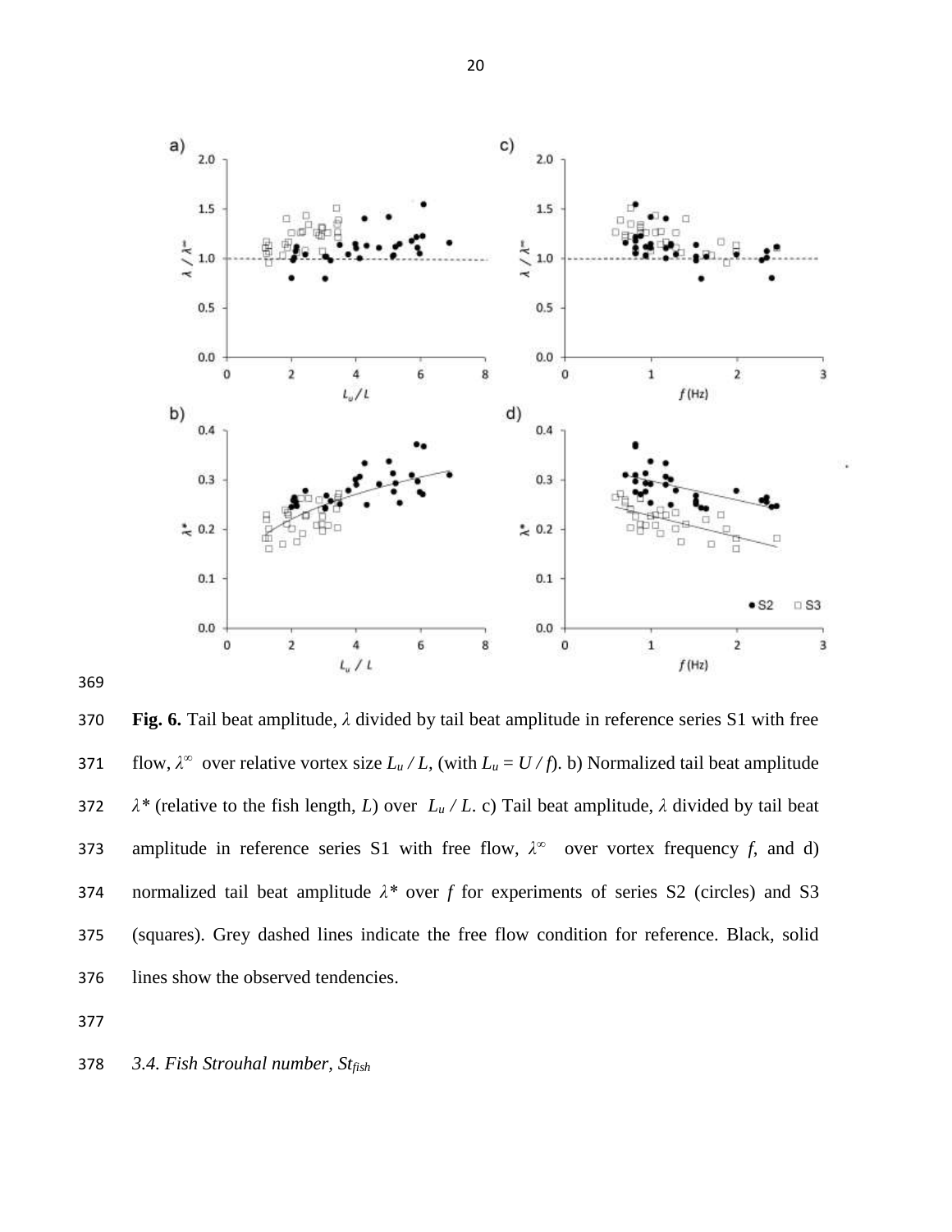**Fig. 6.** Tail beat amplitude, $\lambda$ divided by tail beat amplitude in reference series S1 with free flow, $\lambda^{\infty}$ over relative vortex size $L_u / L$, (with $L_u = U / f$). b) Normalized tail beat amplitude $\lambda^*$ (relative to the fish length, $L$) over $L_u / L$. c) Tail beat amplitude, $\lambda$ divided by tail beat amplitude in reference series S1 with free flow, $\lambda^{\infty}$ over vortex frequency $f$, and d) normalized tail beat amplitude $\lambda^*$ over $f$ for experiments of series S2 (circles) and S3 (squares). Grey dashed lines indicate the free flow condition for reference. Black, solid lines show the observed tendencies.

### *3.4. Fish Strouhal number, $St_{fish}$*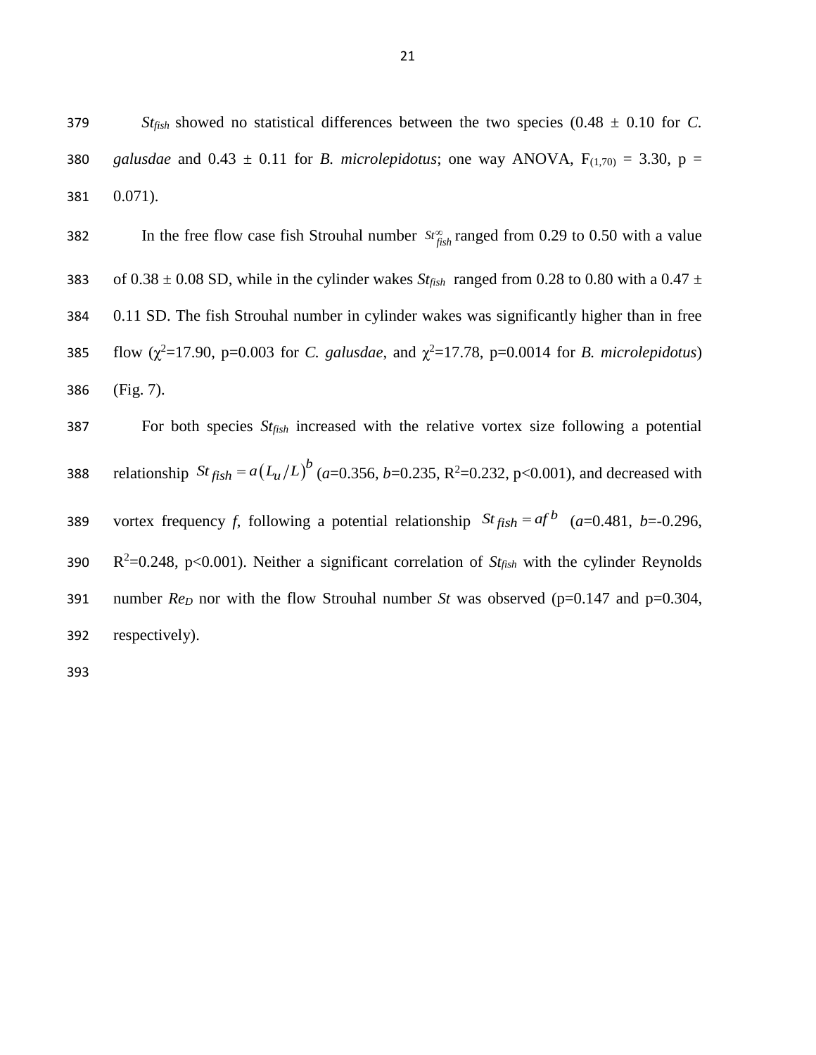$St_{fish}$ showed no statistical differences between the two species (0.48 ± 0.10 for *C. galusdae* and 0.43 ± 0.11 for *B. microlepidotus*; one way ANOVA, $F_{(1,70)} = 3.30$, $p = 0.071$).

In the free flow case fish Strouhal number $St^{\infty}_{fish}$ ranged from 0.29 to 0.50 with a value of 0.38 ± 0.08 SD, while in the cylinder wakes $St_{fish}$ ranged from 0.28 to 0.80 with a 0.47 ± 0.11 SD. The fish Strouhal number in cylinder wakes was significantly higher than in free flow ($\chi^2$=17.90, p=0.003 for *C. galusdae*, and $\chi^2$=17.78, p=0.0014 for *B. microlepidotus*) (Fig. 7).

For both species $St_{fish}$ increased with the relative vortex size following a potential relationship $St_{fish} = a\left(L_u/L\right)^b$ ($a$=0.356, $b$=0.235, $R^2$=0.232, p<0.001), and decreased with vortex frequency $f$, following a potential relationship $St_{fish} = af^b$ ($a$=0.481, $b$=-0.296, $R^2$=0.248, p<0.001). Neither a significant correlation of $St_{fish}$ with the cylinder Reynolds number $Re_D$ nor with the flow Strouhal number $St$ was observed (p=0.147 and p=0.304, respectively).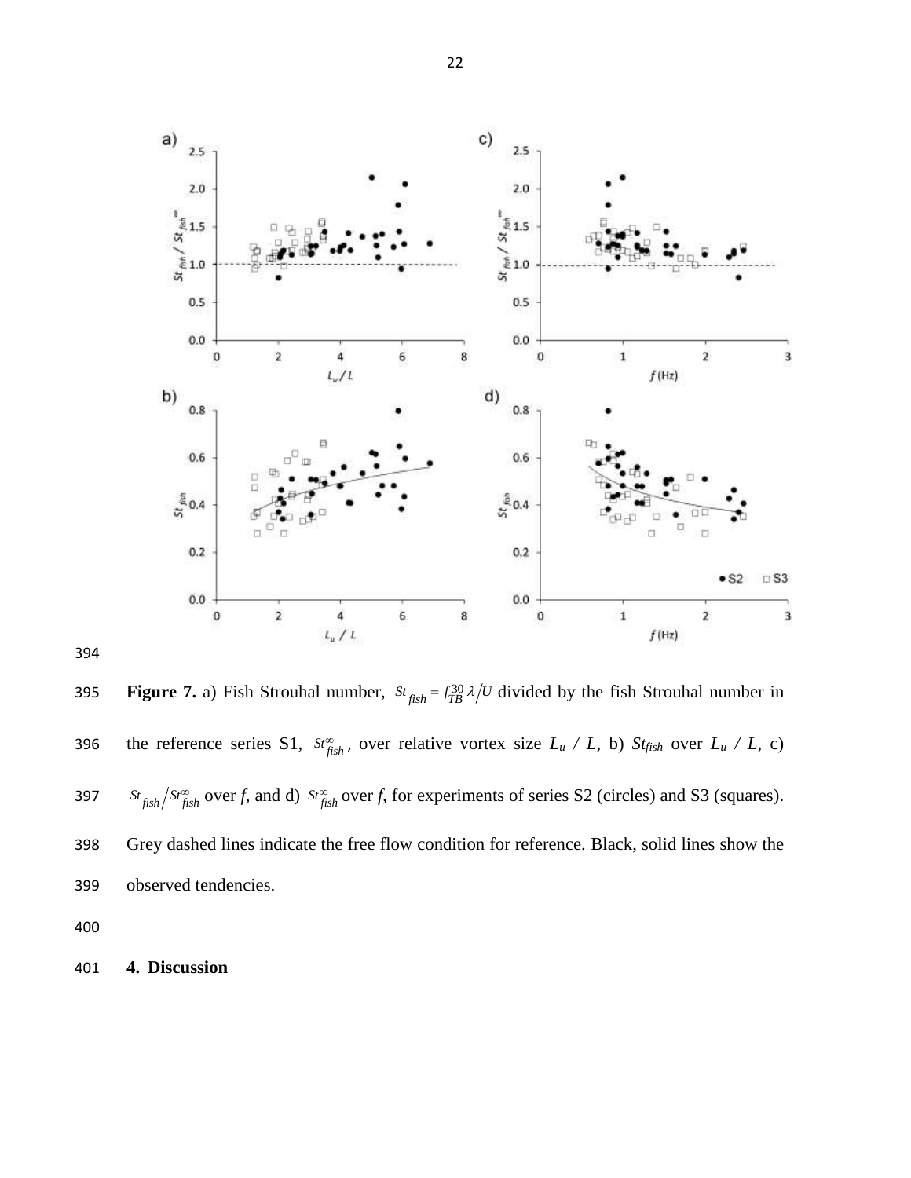**Figure 7.** a) Fish Strouhal number, $St_{fish} = f_{TB}^{30} \lambda / U$ divided by the fish Strouhal number in the reference series S1, $St_{fish}^{\infty}$, over relative vortex size $L_u$ / $L$, b) $St_{fish}$ over $L_u$ / $L$, c) $St_{fish} / St_{fish}^{\infty}$ over $f$, and d) $St_{fish}^{\infty}$ over $f$, for experiments of series S2 (circles) and S3 (squares). Grey dashed lines indicate the free flow condition for reference. Black, solid lines show the observed tendencies.

## 4. Discussion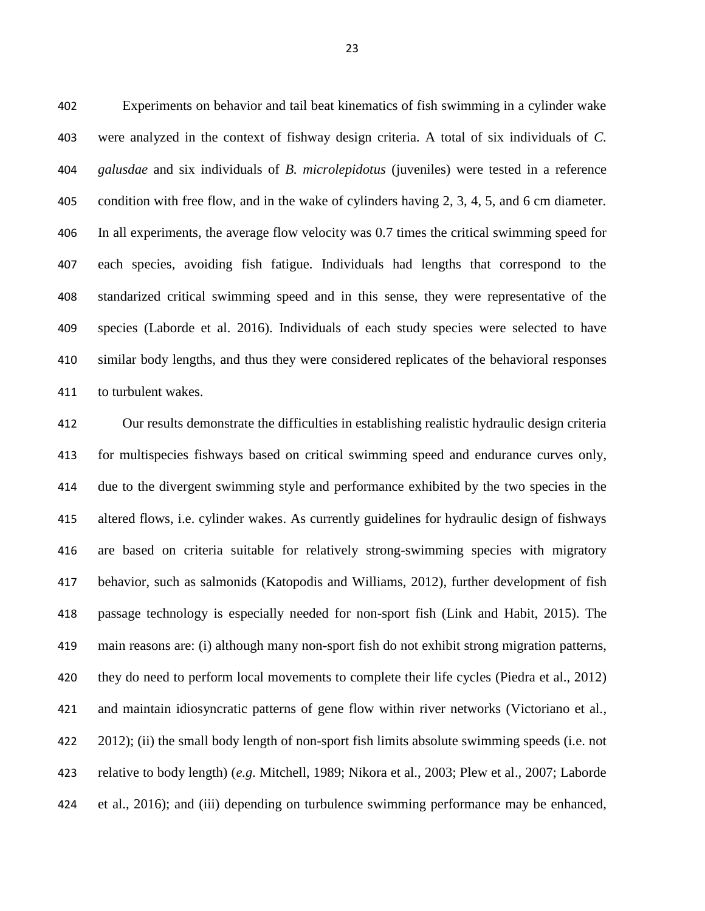Experiments on behavior and tail beat kinematics of fish swimming in a cylinder wake were analyzed in the context of fishway design criteria. A total of six individuals of *C. galusdae* and six individuals of *B. microlepidotus* (juveniles) were tested in a reference condition with free flow, and in the wake of cylinders having 2, 3, 4, 5, and 6 cm diameter. In all experiments, the average flow velocity was 0.7 times the critical swimming speed for each species, avoiding fish fatigue. Individuals had lengths that correspond to the standarized critical swimming speed and in this sense, they were representative of the species (Laborde et al. 2016). Individuals of each study species were selected to have similar body lengths, and thus they were considered replicates of the behavioral responses to turbulent wakes.

Our results demonstrate the difficulties in establishing realistic hydraulic design criteria for multispecies fishways based on critical swimming speed and endurance curves only, due to the divergent swimming style and performance exhibited by the two species in the altered flows, i.e. cylinder wakes. As currently guidelines for hydraulic design of fishways are based on criteria suitable for relatively strong-swimming species with migratory behavior, such as salmonids (Katopodis and Williams, 2012), further development of fish passage technology is especially needed for non-sport fish (Link and Habit, 2015). The main reasons are: (i) although many non-sport fish do not exhibit strong migration patterns, they do need to perform local movements to complete their life cycles (Piedra et al., 2012) and maintain idiosyncratic patterns of gene flow within river networks (Victoriano et al., 2012); (ii) the small body length of non-sport fish limits absolute swimming speeds (i.e. not relative to body length) (*e.g.* Mitchell, 1989; Nikora et al., 2003; Plew et al., 2007; Laborde et al., 2016); and (iii) depending on turbulence swimming performance may be enhanced,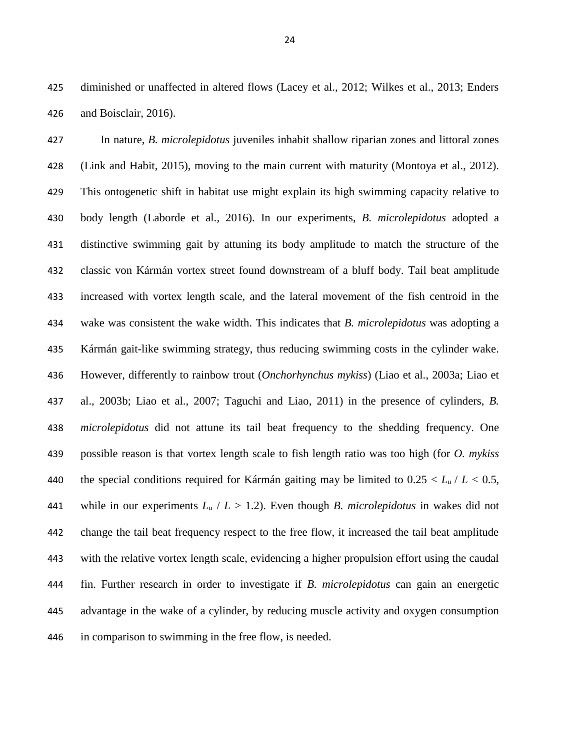diminished or unaffected in altered flows (Lacey et al., 2012; Wilkes et al., 2013; Enders and Boisclair, 2016).

In nature, *B. microlepidotus* juveniles inhabit shallow riparian zones and littoral zones (Link and Habit, 2015), moving to the main current with maturity (Montoya et al., 2012). This ontogenetic shift in habitat use might explain its high swimming capacity relative to body length (Laborde et al., 2016). In our experiments, *B. microlepidotus* adopted a distinctive swimming gait by attuning its body amplitude to match the structure of the classic von Kármán vortex street found downstream of a bluff body. Tail beat amplitude increased with vortex length scale, and the lateral movement of the fish centroid in the wake was consistent the wake width. This indicates that *B. microlepidotus* was adopting a Kármán gait-like swimming strategy, thus reducing swimming costs in the cylinder wake. However, differently to rainbow trout (*Onchorhynchus mykiss*) (Liao et al., 2003a; Liao et al., 2003b; Liao et al., 2007; Taguchi and Liao, 2011) in the presence of cylinders, *B. microlepidotus* did not attune its tail beat frequency to the shedding frequency. One possible reason is that vortex length scale to fish length ratio was too high (for *O. mykiss* the special conditions required for Kármán gaiting may be limited to $0.25 < L_u / L < 0.5$, while in our experiments $L_u / L > 1.2$). Even though *B. microlepidotus* in wakes did not change the tail beat frequency respect to the free flow, it increased the tail beat amplitude with the relative vortex length scale, evidencing a higher propulsion effort using the caudal fin. Further research in order to investigate if *B. microlepidotus* can gain an energetic advantage in the wake of a cylinder, by reducing muscle activity and oxygen consumption in comparison to swimming in the free flow, is needed.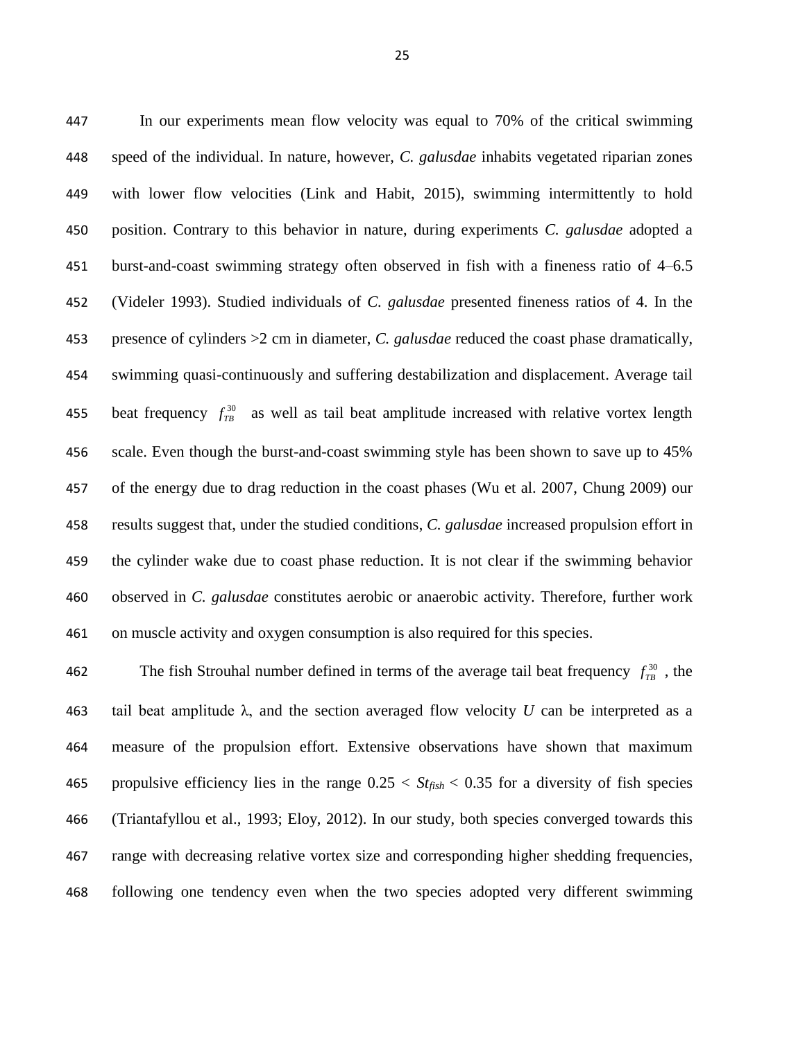In our experiments mean flow velocity was equal to 70% of the critical swimming speed of the individual. In nature, however, *C. galusdae* inhabits vegetated riparian zones with lower flow velocities (Link and Habit, 2015), swimming intermittently to hold position. Contrary to this behavior in nature, during experiments *C. galusdae* adopted a burst-and-coast swimming strategy often observed in fish with a fineness ratio of 4–6.5 (Videler 1993). Studied individuals of *C. galusdae* presented fineness ratios of 4. In the presence of cylinders >2 cm in diameter, *C. galusdae* reduced the coast phase dramatically, swimming quasi-continuously and suffering destabilization and displacement. Average tail beat frequency $f_{TB}^{30}$ as well as tail beat amplitude increased with relative vortex length scale. Even though the burst-and-coast swimming style has been shown to save up to 45% of the energy due to drag reduction in the coast phases (Wu et al. 2007, Chung 2009) our results suggest that, under the studied conditions, *C. galusdae* increased propulsion effort in the cylinder wake due to coast phase reduction. It is not clear if the swimming behavior observed in *C. galusdae* constitutes aerobic or anaerobic activity. Therefore, further work on muscle activity and oxygen consumption is also required for this species.

The fish Strouhal number defined in terms of the average tail beat frequency $f_{TB}^{30}$, the tail beat amplitude $\lambda$, and the section averaged flow velocity $U$ can be interpreted as a measure of the propulsion effort. Extensive observations have shown that maximum propulsive efficiency lies in the range $0.25 < St_{fish} < 0.35$ for a diversity of fish species (Triantafyllou et al., 1993; Eloy, 2012). In our study, both species converged towards this range with decreasing relative vortex size and corresponding higher shedding frequencies, following one tendency even when the two species adopted very different swimming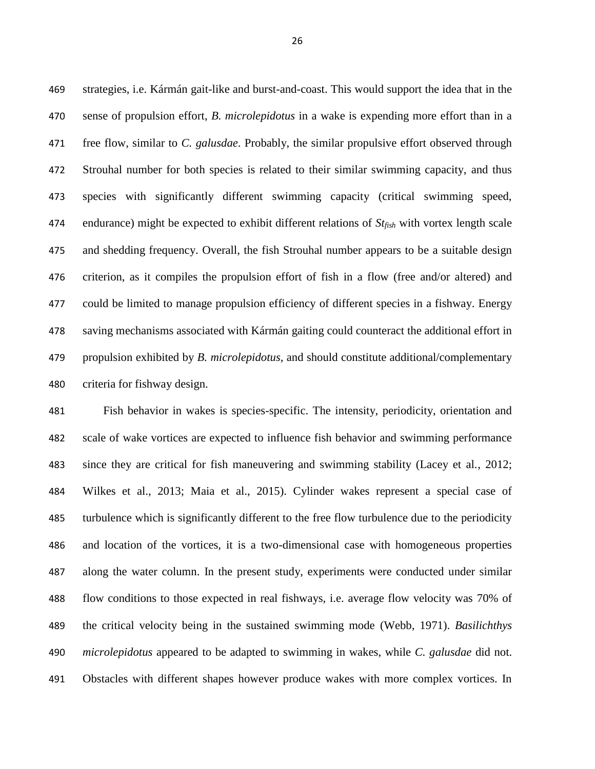strategies, i.e. Kármán gait-like and burst-and-coast. This would support the idea that in the sense of propulsion effort, *B. microlepidotus* in a wake is expending more effort than in a free flow, similar to *C. galusdae*. Probably, the similar propulsive effort observed through Strouhal number for both species is related to their similar swimming capacity, and thus species with significantly different swimming capacity (critical swimming speed, endurance) might be expected to exhibit different relations of $St_{fish}$ with vortex length scale and shedding frequency. Overall, the fish Strouhal number appears to be a suitable design criterion, as it compiles the propulsion effort of fish in a flow (free and/or altered) and could be limited to manage propulsion efficiency of different species in a fishway. Energy saving mechanisms associated with Kármán gaiting could counteract the additional effort in propulsion exhibited by *B. microlepidotus*, and should constitute additional/complementary criteria for fishway design.

Fish behavior in wakes is species-specific. The intensity, periodicity, orientation and scale of wake vortices are expected to influence fish behavior and swimming performance since they are critical for fish maneuvering and swimming stability (Lacey et al., 2012; Wilkes et al., 2013; Maia et al., 2015). Cylinder wakes represent a special case of turbulence which is significantly different to the free flow turbulence due to the periodicity and location of the vortices, it is a two-dimensional case with homogeneous properties along the water column. In the present study, experiments were conducted under similar flow conditions to those expected in real fishways, i.e. average flow velocity was 70% of the critical velocity being in the sustained swimming mode (Webb, 1971). *Basilichthys microlepidotus* appeared to be adapted to swimming in wakes, while *C. galusdae* did not. Obstacles with different shapes however produce wakes with more complex vortices. In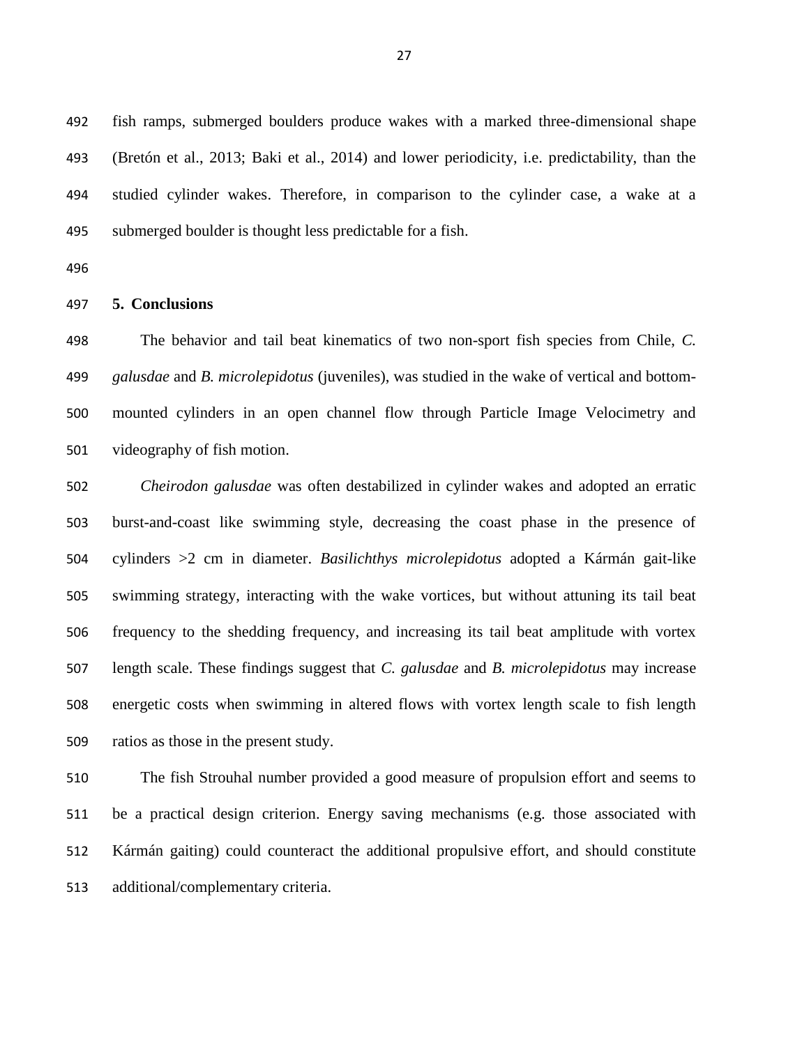fish ramps, submerged boulders produce wakes with a marked three-dimensional shape (Bretón et al., 2013; Baki et al., 2014) and lower periodicity, i.e. predictability, than the studied cylinder wakes. Therefore, in comparison to the cylinder case, a wake at a submerged boulder is thought less predictable for a fish.

## 5. Conclusions

The behavior and tail beat kinematics of two non-sport fish species from Chile, *C. galusdae* and *B. microlepidotus* (juveniles), was studied in the wake of vertical and bottom-mounted cylinders in an open channel flow through Particle Image Velocimetry and videography of fish motion.

*Cheirodon galusdae* was often destabilized in cylinder wakes and adopted an erratic burst-and-coast like swimming style, decreasing the coast phase in the presence of cylinders >2 cm in diameter. *Basilichthys microlepidotus* adopted a Kármán gait-like swimming strategy, interacting with the wake vortices, but without attuning its tail beat frequency to the shedding frequency, and increasing its tail beat amplitude with vortex length scale. These findings suggest that *C. galusdae* and *B. microlepidotus* may increase energetic costs when swimming in altered flows with vortex length scale to fish length ratios as those in the present study.

The fish Strouhal number provided a good measure of propulsion effort and seems to be a practical design criterion. Energy saving mechanisms (e.g. those associated with Kármán gaiting) could counteract the additional propulsive effort, and should constitute additional/complementary criteria.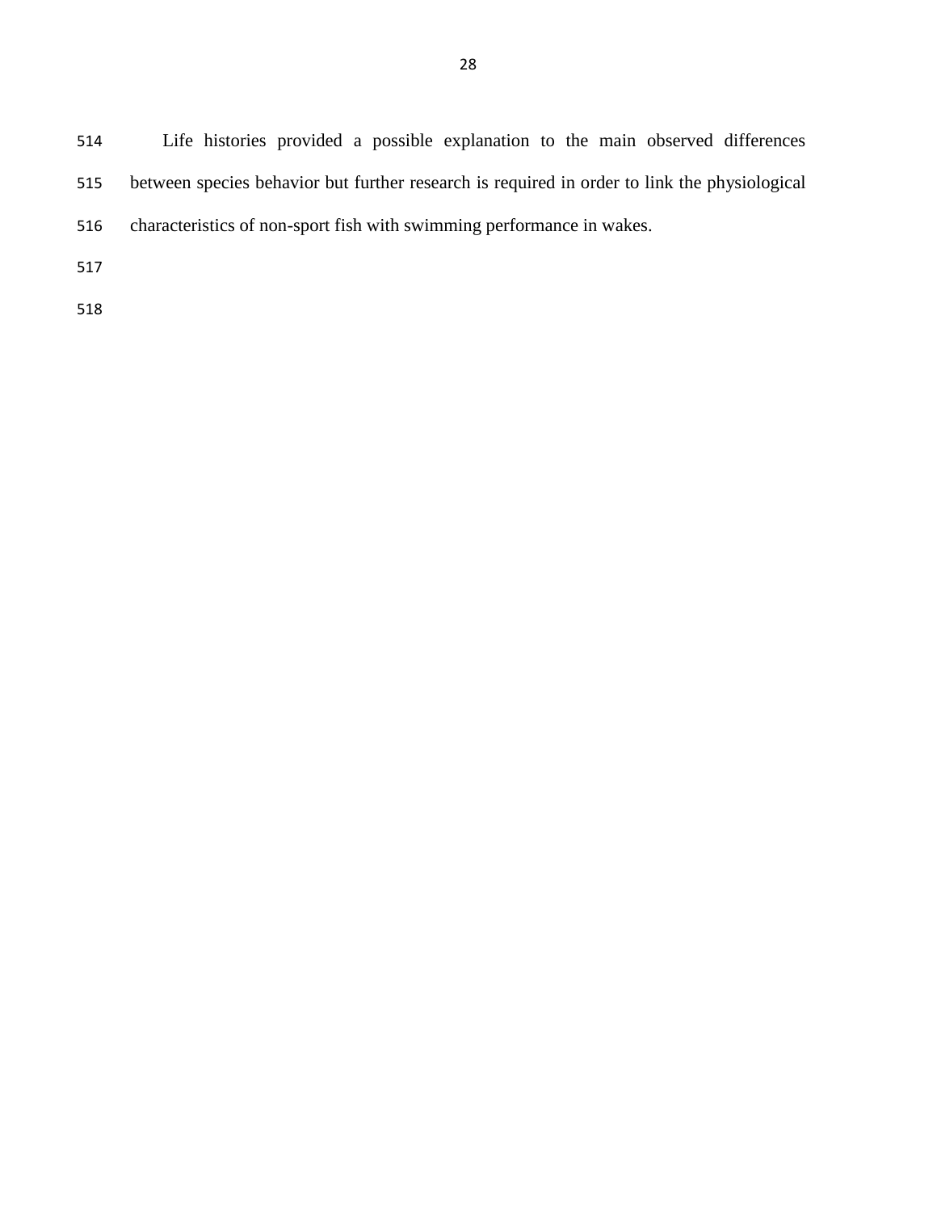Life histories provided a possible explanation to the main observed differences between species behavior but further research is required in order to link the physiological characteristics of non-sport fish with swimming performance in wakes.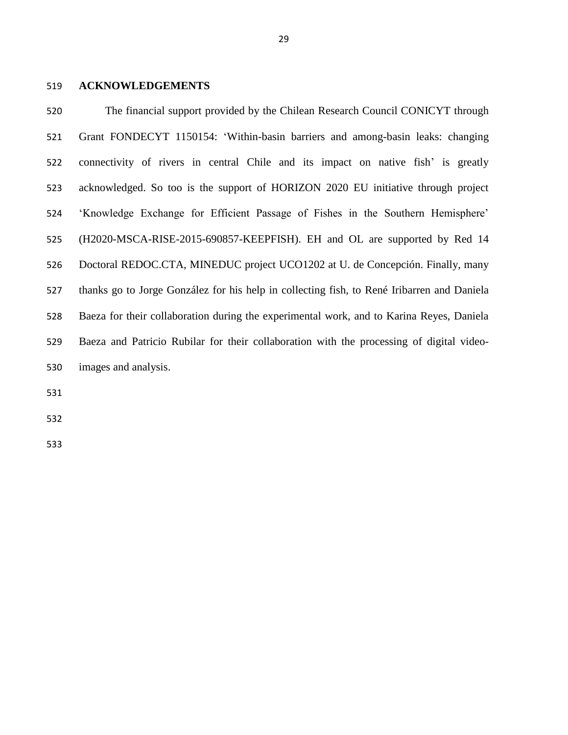## ACKNOWLEDGEMENTS

The financial support provided by the Chilean Research Council CONICYT through Grant FONDECYT 1150154: 'Within-basin barriers and among-basin leaks: changing connectivity of rivers in central Chile and its impact on native fish' is greatly acknowledged. So too is the support of HORIZON 2020 EU initiative through project 'Knowledge Exchange for Efficient Passage of Fishes in the Southern Hemisphere' (H2020-MSCA-RISE-2015-690857-KEEPFISH). EH and OL are supported by Red 14 Doctoral REDOC.CTA, MINEDUC project UCO1202 at U. de Concepción. Finally, many thanks go to Jorge González for his help in collecting fish, to René Iribarren and Daniela Baeza for their collaboration during the experimental work, and to Karina Reyes, Daniela Baeza and Patricio Rubilar for their collaboration with the processing of digital video-images and analysis.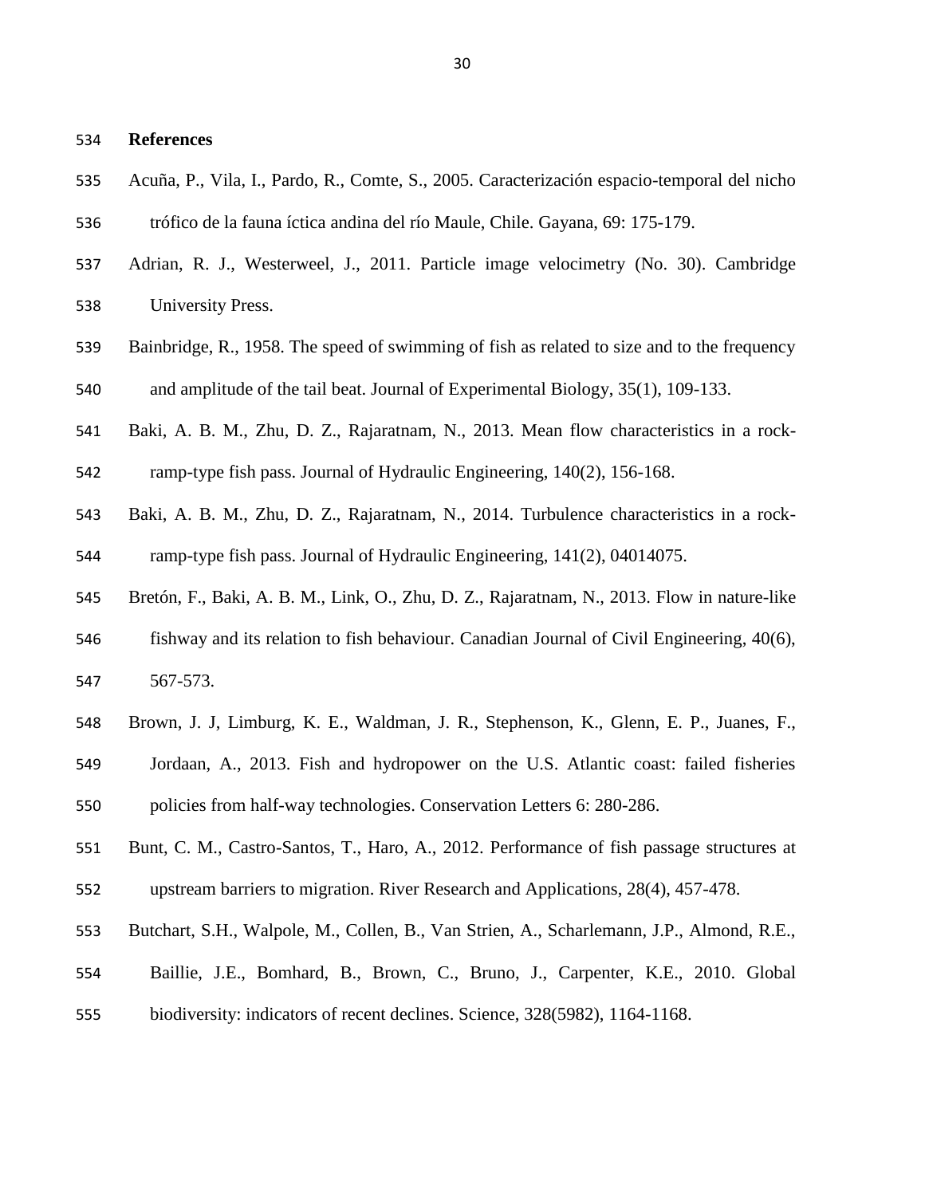# References

Acuña, P., Vila, I., Pardo, R., Comte, S., 2005. Caracterización espacio-temporal del nicho trófico de la fauna íctica andina del río Maule, Chile. Gayana, 69: 175-179.

Adrian, R. J., Westerweel, J., 2011. Particle image velocimetry (No. 30). Cambridge University Press.

Bainbridge, R., 1958. The speed of swimming of fish as related to size and to the frequency and amplitude of the tail beat. Journal of Experimental Biology, 35(1), 109-133.

Baki, A. B. M., Zhu, D. Z., Rajaratnam, N., 2013. Mean flow characteristics in a rock-ramp-type fish pass. Journal of Hydraulic Engineering, 140(2), 156-168.

Baki, A. B. M., Zhu, D. Z., Rajaratnam, N., 2014. Turbulence characteristics in a rock-ramp-type fish pass. Journal of Hydraulic Engineering, 141(2), 04014075.

Bretón, F., Baki, A. B. M., Link, O., Zhu, D. Z., Rajaratnam, N., 2013. Flow in nature-like fishway and its relation to fish behaviour. Canadian Journal of Civil Engineering, 40(6), 567-573.

Brown, J. J, Limburg, K. E., Waldman, J. R., Stephenson, K., Glenn, E. P., Juanes, F., Jordaan, A., 2013. Fish and hydropower on the U.S. Atlantic coast: failed fisheries policies from half-way technologies. Conservation Letters 6: 280-286.

Bunt, C. M., Castro-Santos, T., Haro, A., 2012. Performance of fish passage structures at upstream barriers to migration. River Research and Applications, 28(4), 457-478.

Butchart, S.H., Walpole, M., Collen, B., Van Strien, A., Scharlemann, J.P., Almond, R.E., Baillie, J.E., Bomhard, B., Brown, C., Bruno, J., Carpenter, K.E., 2010. Global biodiversity: indicators of recent declines. Science, 328(5982), 1164-1168.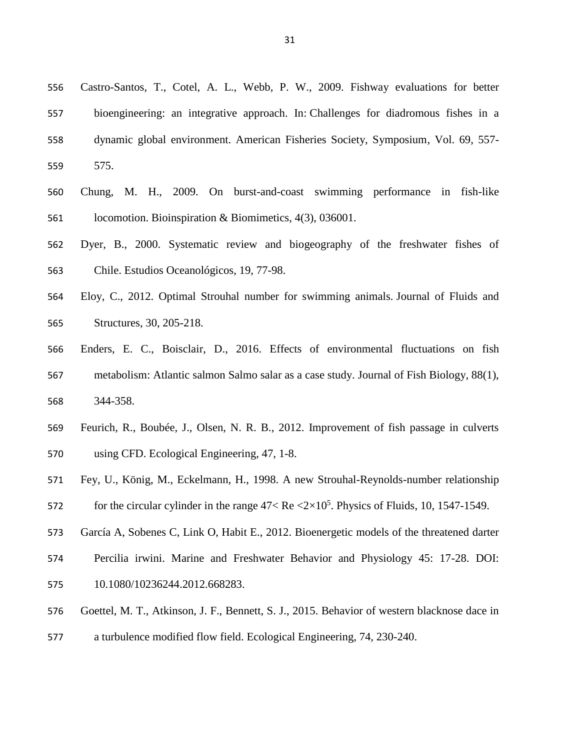Castro-Santos, T., Cotel, A. L., Webb, P. W., 2009. Fishway evaluations for better bioengineering: an integrative approach. In: Challenges for diadromous fishes in a dynamic global environment. American Fisheries Society, Symposium, Vol. 69, 557-575.

Chung, M. H., 2009. On burst-and-coast swimming performance in fish-like locomotion. Bioinspiration & Biomimetics, 4(3), 036001.

Dyer, B., 2000. Systematic review and biogeography of the freshwater fishes of Chile. Estudios Oceanológicos, 19, 77-98.

Eloy, C., 2012. Optimal Strouhal number for swimming animals. Journal of Fluids and Structures, 30, 205-218.

Enders, E. C., Boisclair, D., 2016. Effects of environmental fluctuations on fish metabolism: Atlantic salmon Salmo salar as a case study. Journal of Fish Biology, 88(1), 344-358.

Feurich, R., Boubée, J., Olsen, N. R. B., 2012. Improvement of fish passage in culverts using CFD. Ecological Engineering, 47, 1-8.

Fey, U., König, M., Eckelmann, H., 1998. A new Strouhal-Reynolds-number relationship for the circular cylinder in the range $47 < Re < 2\times10^5$. Physics of Fluids, 10, 1547-1549.

García A, Sobenes C, Link O, Habit E., 2012. Bioenergetic models of the threatened darter Percilia irwini. Marine and Freshwater Behavior and Physiology 45: 17-28. DOI: 10.1080/10236244.2012.668283.

Goettel, M. T., Atkinson, J. F., Bennett, S. J., 2015. Behavior of western blacknose dace in a turbulence modified flow field. Ecological Engineering, 74, 230-240.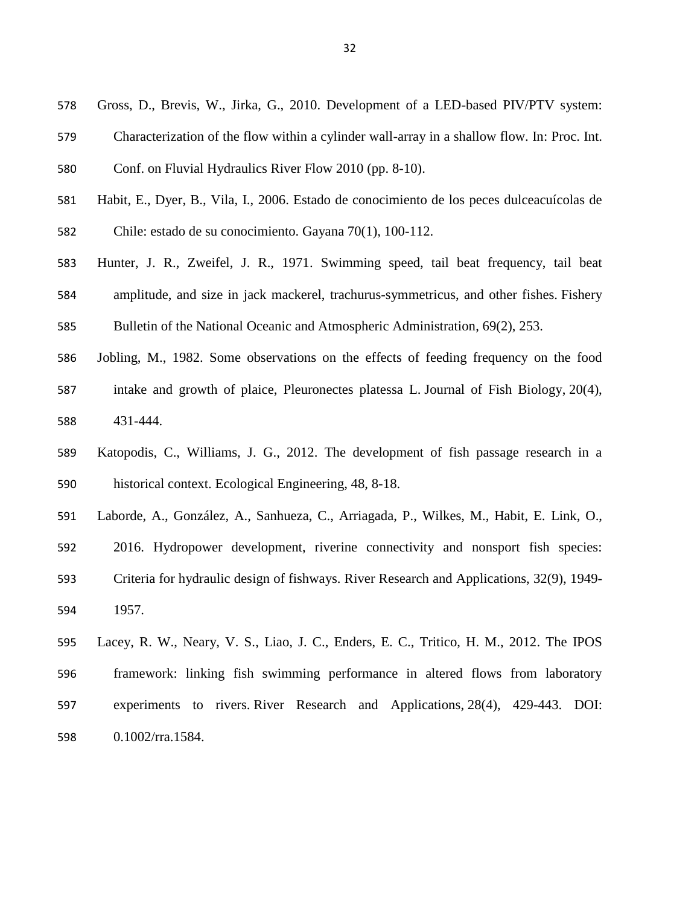Gross, D., Brevis, W., Jirka, G., 2010. Development of a LED-based PIV/PTV system: Characterization of the flow within a cylinder wall-array in a shallow flow. In: Proc. Int. Conf. on Fluvial Hydraulics River Flow 2010 (pp. 8-10).

Habit, E., Dyer, B., Vila, I., 2006. Estado de conocimiento de los peces dulceacuícolas de Chile: estado de su conocimiento. Gayana 70(1), 100-112.

Hunter, J. R., Zweifel, J. R., 1971. Swimming speed, tail beat frequency, tail beat amplitude, and size in jack mackerel, trachurus-symmetricus, and other fishes. Fishery Bulletin of the National Oceanic and Atmospheric Administration, 69(2), 253.

Jobling, M., 1982. Some observations on the effects of feeding frequency on the food intake and growth of plaice, Pleuronectes platessa L. Journal of Fish Biology, 20(4), 431-444.

Katopodis, C., Williams, J. G., 2012. The development of fish passage research in a historical context. Ecological Engineering, 48, 8-18.

Laborde, A., González, A., Sanhueza, C., Arriagada, P., Wilkes, M., Habit, E. Link, O., 2016. Hydropower development, riverine connectivity and nonsport fish species: Criteria for hydraulic design of fishways. River Research and Applications, 32(9), 1949-1957.

Lacey, R. W., Neary, V. S., Liao, J. C., Enders, E. C., Tritico, H. M., 2012. The IPOS framework: linking fish swimming performance in altered flows from laboratory experiments to rivers. River Research and Applications, 28(4), 429-443. DOI: 0.1002/rra.1584.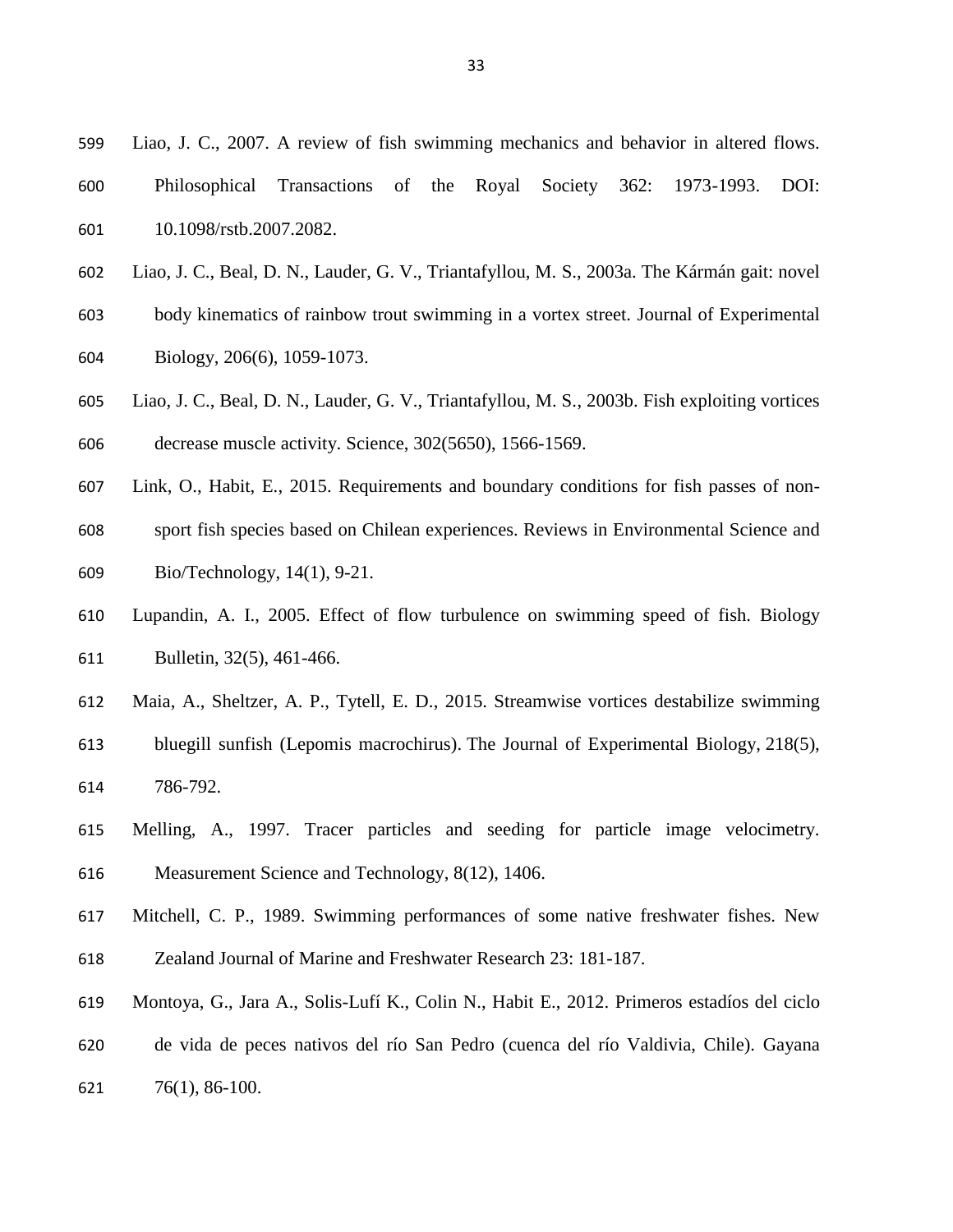Liao, J. C., 2007. A review of fish swimming mechanics and behavior in altered flows. Philosophical Transactions of the Royal Society 362: 1973-1993. DOI: 10.1098/rstb.2007.2082.

Liao, J. C., Beal, D. N., Lauder, G. V., Triantafyllou, M. S., 2003a. The Kármán gait: novel body kinematics of rainbow trout swimming in a vortex street. Journal of Experimental Biology, 206(6), 1059-1073.

Liao, J. C., Beal, D. N., Lauder, G. V., Triantafyllou, M. S., 2003b. Fish exploiting vortices decrease muscle activity. Science, 302(5650), 1566-1569.

Link, O., Habit, E., 2015. Requirements and boundary conditions for fish passes of non-sport fish species based on Chilean experiences. Reviews in Environmental Science and Bio/Technology, 14(1), 9-21.

Lupandin, A. I., 2005. Effect of flow turbulence on swimming speed of fish. Biology Bulletin, 32(5), 461-466.

Maia, A., Sheltzer, A. P., Tytell, E. D., 2015. Streamwise vortices destabilize swimming bluegill sunfish (Lepomis macrochirus). The Journal of Experimental Biology, 218(5), 786-792.

Melling, A., 1997. Tracer particles and seeding for particle image velocimetry. Measurement Science and Technology, 8(12), 1406.

Mitchell, C. P., 1989. Swimming performances of some native freshwater fishes. New Zealand Journal of Marine and Freshwater Research 23: 181-187.

Montoya, G., Jara A., Solis-Lufí K., Colin N., Habit E., 2012. Primeros estadíos del ciclo de vida de peces nativos del río San Pedro (cuenca del río Valdivia, Chile). Gayana 76(1), 86-100.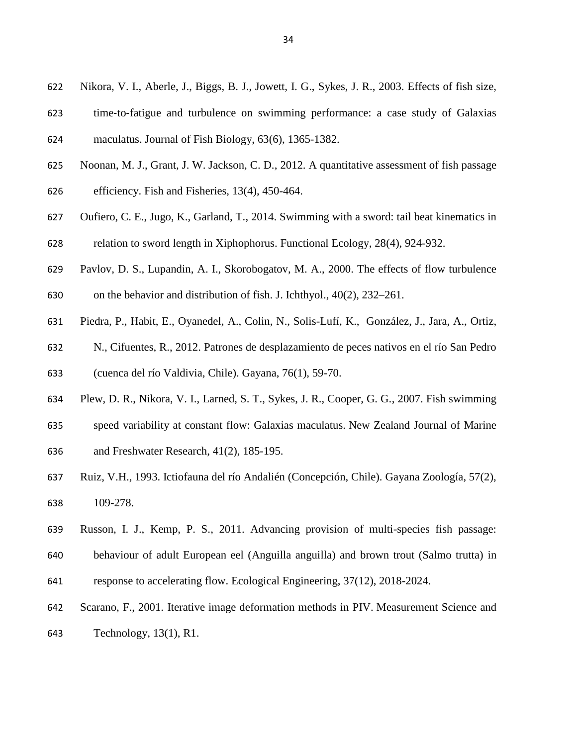Nikora, V. I., Aberle, J., Biggs, B. J., Jowett, I. G., Sykes, J. R., 2003. Effects of fish size, time-to-fatigue and turbulence on swimming performance: a case study of Galaxias maculatus. Journal of Fish Biology, 63(6), 1365-1382.

Noonan, M. J., Grant, J. W. Jackson, C. D., 2012. A quantitative assessment of fish passage efficiency. Fish and Fisheries, 13(4), 450-464.

Oufiero, C. E., Jugo, K., Garland, T., 2014. Swimming with a sword: tail beat kinematics in relation to sword length in Xiphophorus. Functional Ecology, 28(4), 924-932.

Pavlov, D. S., Lupandin, A. I., Skorobogatov, M. A., 2000. The effects of flow turbulence on the behavior and distribution of fish. J. Ichthyol., 40(2), 232–261.

Piedra, P., Habit, E., Oyanedel, A., Colin, N., Solis-Lufí, K., González, J., Jara, A., Ortiz, N., Cifuentes, R., 2012. Patrones de desplazamiento de peces nativos en el río San Pedro (cuenca del río Valdivia, Chile). Gayana, 76(1), 59-70.

Plew, D. R., Nikora, V. I., Larned, S. T., Sykes, J. R., Cooper, G. G., 2007. Fish swimming speed variability at constant flow: Galaxias maculatus. New Zealand Journal of Marine and Freshwater Research, 41(2), 185-195.

Ruiz, V.H., 1993. Ictiofauna del río Andalién (Concepción, Chile). Gayana Zoología, 57(2), 109-278.

Russon, I. J., Kemp, P. S., 2011. Advancing provision of multi-species fish passage: behaviour of adult European eel (Anguilla anguilla) and brown trout (Salmo trutta) in response to accelerating flow. Ecological Engineering, 37(12), 2018-2024.

Scarano, F., 2001. Iterative image deformation methods in PIV. Measurement Science and Technology, 13(1), R1.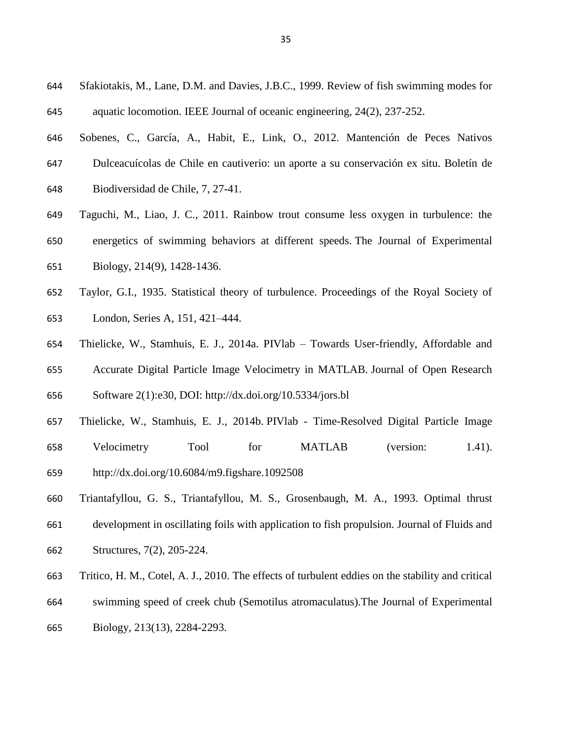Sfakiotakis, M., Lane, D.M. and Davies, J.B.C., 1999. Review of fish swimming modes for aquatic locomotion. IEEE Journal of oceanic engineering, 24(2), 237-252.

Sobenes, C., García, A., Habit, E., Link, O., 2012. Mantención de Peces Nativos Dulceacuícolas de Chile en cautiverio: un aporte a su conservación ex situ. Boletín de Biodiversidad de Chile, 7, 27-41.

Taguchi, M., Liao, J. C., 2011. Rainbow trout consume less oxygen in turbulence: the energetics of swimming behaviors at different speeds. The Journal of Experimental Biology, 214(9), 1428-1436.

Taylor, G.I., 1935. Statistical theory of turbulence. Proceedings of the Royal Society of London, Series A, 151, 421–444.

Thielicke, W., Stamhuis, E. J., 2014a. PIVlab – Towards User-friendly, Affordable and Accurate Digital Particle Image Velocimetry in MATLAB. Journal of Open Research Software 2(1):e30, DOI: http://dx.doi.org/10.5334/jors.bl

Thielicke, W., Stamhuis, E. J., 2014b. PIVlab - Time-Resolved Digital Particle Image Velocimetry Tool for MATLAB (version: 1.41). http://dx.doi.org/10.6084/m9.figshare.1092508

Triantafyllou, G. S., Triantafyllou, M. S., Grosenbaugh, M. A., 1993. Optimal thrust development in oscillating foils with application to fish propulsion. Journal of Fluids and Structures, 7(2), 205-224.

Tritico, H. M., Cotel, A. J., 2010. The effects of turbulent eddies on the stability and critical swimming speed of creek chub (Semotilus atromaculatus).The Journal of Experimental Biology, 213(13), 2284-2293.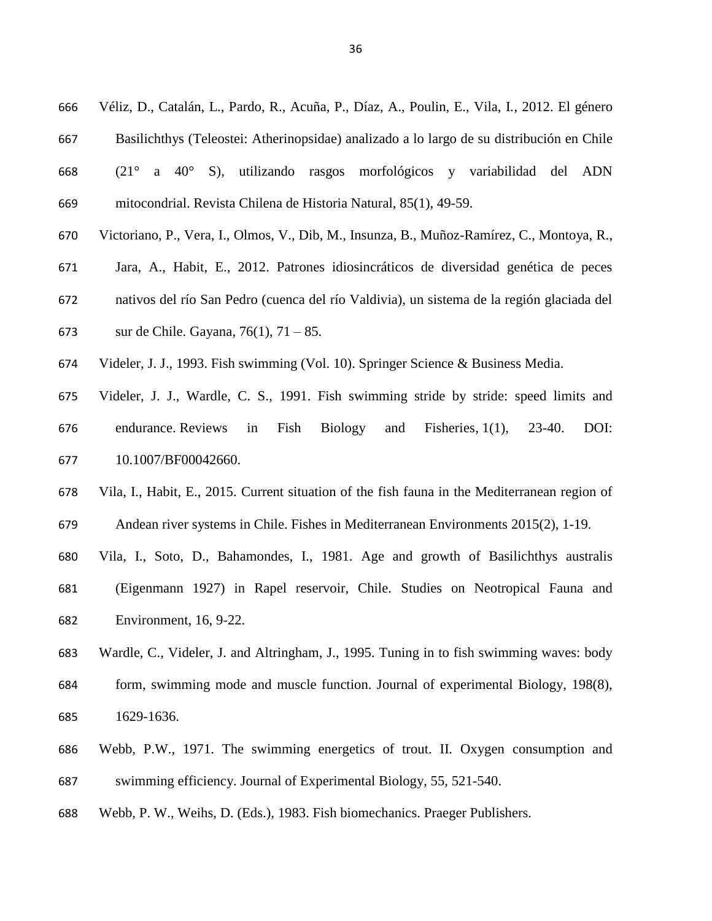Véliz, D., Catalán, L., Pardo, R., Acuña, P., Díaz, A., Poulin, E., Vila, I., 2012. El género Basilichthys (Teleostei: Atherinopsidae) analizado a lo largo de su distribución en Chile (21° a 40° S), utilizando rasgos morfológicos y variabilidad del ADN mitocondrial. Revista Chilena de Historia Natural, 85(1), 49-59.

Victoriano, P., Vera, I., Olmos, V., Dib, M., Insunza, B., Muñoz-Ramírez, C., Montoya, R., Jara, A., Habit, E., 2012. Patrones idiosincráticos de diversidad genética de peces nativos del río San Pedro (cuenca del río Valdivia), un sistema de la región glaciada del sur de Chile. Gayana, 76(1), 71 – 85.

Videler, J. J., 1993. Fish swimming (Vol. 10). Springer Science & Business Media.

Videler, J. J., Wardle, C. S., 1991. Fish swimming stride by stride: speed limits and endurance. Reviews in Fish Biology and Fisheries, 1(1), 23-40. DOI: 10.1007/BF00042660.

Vila, I., Habit, E., 2015. Current situation of the fish fauna in the Mediterranean region of Andean river systems in Chile. Fishes in Mediterranean Environments 2015(2), 1-19.

Vila, I., Soto, D., Bahamondes, I., 1981. Age and growth of Basilichthys australis (Eigenmann 1927) in Rapel reservoir, Chile. Studies on Neotropical Fauna and Environment, 16, 9-22.

Wardle, C., Videler, J. and Altringham, J., 1995. Tuning in to fish swimming waves: body form, swimming mode and muscle function. Journal of experimental Biology, 198(8), 1629-1636.

Webb, P.W., 1971. The swimming energetics of trout. II. Oxygen consumption and swimming efficiency. Journal of Experimental Biology, 55, 521-540.

Webb, P. W., Weihs, D. (Eds.), 1983. Fish biomechanics. Praeger Publishers.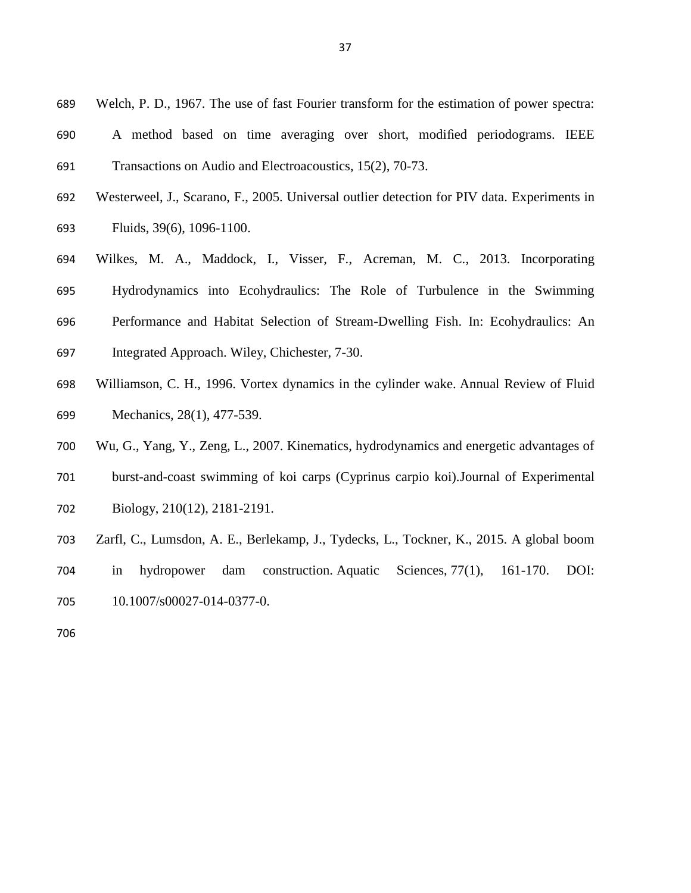Welch, P. D., 1967. The use of fast Fourier transform for the estimation of power spectra: A method based on time averaging over short, modified periodograms. IEEE Transactions on Audio and Electroacoustics, 15(2), 70-73.

Westerweel, J., Scarano, F., 2005. Universal outlier detection for PIV data. Experiments in Fluids, 39(6), 1096-1100.

Wilkes, M. A., Maddock, I., Visser, F., Acreman, M. C., 2013. Incorporating Hydrodynamics into Ecohydraulics: The Role of Turbulence in the Swimming Performance and Habitat Selection of Stream-Dwelling Fish. In: Ecohydraulics: An Integrated Approach. Wiley, Chichester, 7-30.

Williamson, C. H., 1996. Vortex dynamics in the cylinder wake. Annual Review of Fluid Mechanics, 28(1), 477-539.

Wu, G., Yang, Y., Zeng, L., 2007. Kinematics, hydrodynamics and energetic advantages of burst-and-coast swimming of koi carps (Cyprinus carpio koi).Journal of Experimental Biology, 210(12), 2181-2191.

Zarfl, C., Lumsdon, A. E., Berlekamp, J., Tydecks, L., Tockner, K., 2015. A global boom in hydropower dam construction. Aquatic Sciences, 77(1), 161-170. DOI: 10.1007/s00027-014-0377-0.